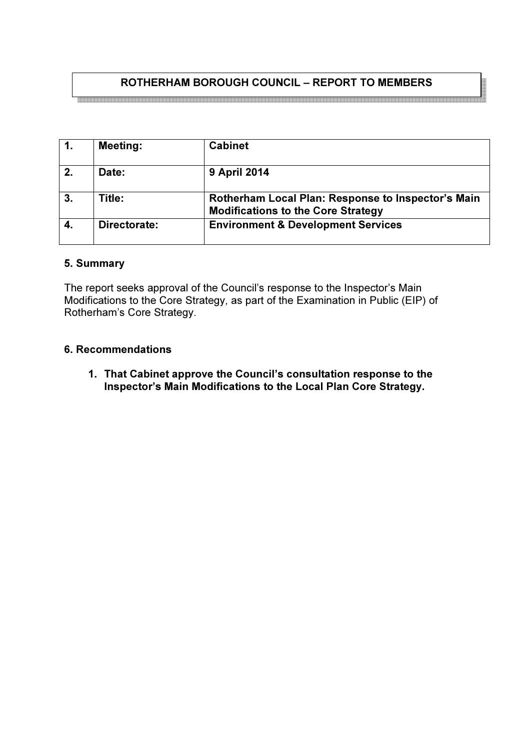# ROTHERHAM BOROUGH COUNCIL – REPORT TO MEMBERS

| 1. | Meeting: | Cabinet |
|---|---|---|
| 2. | Date: | 9 April 2014 |
| 3. | Title: | Rotherham Local Plan: Response to Inspector's Main Modifications to the Core Strategy |
| 4. | Directorate: | Environment & Development Services |

## 5. Summary

The report seeks approval of the Council's response to the Inspector's Main Modifications to the Core Strategy, as part of the Examination in Public (EIP) of Rotherham's Core Strategy.

## 6. Recommendations

1. **That Cabinet approve the Council's consultation response to the Inspector's Main Modifications to the Local Plan Core Strategy.**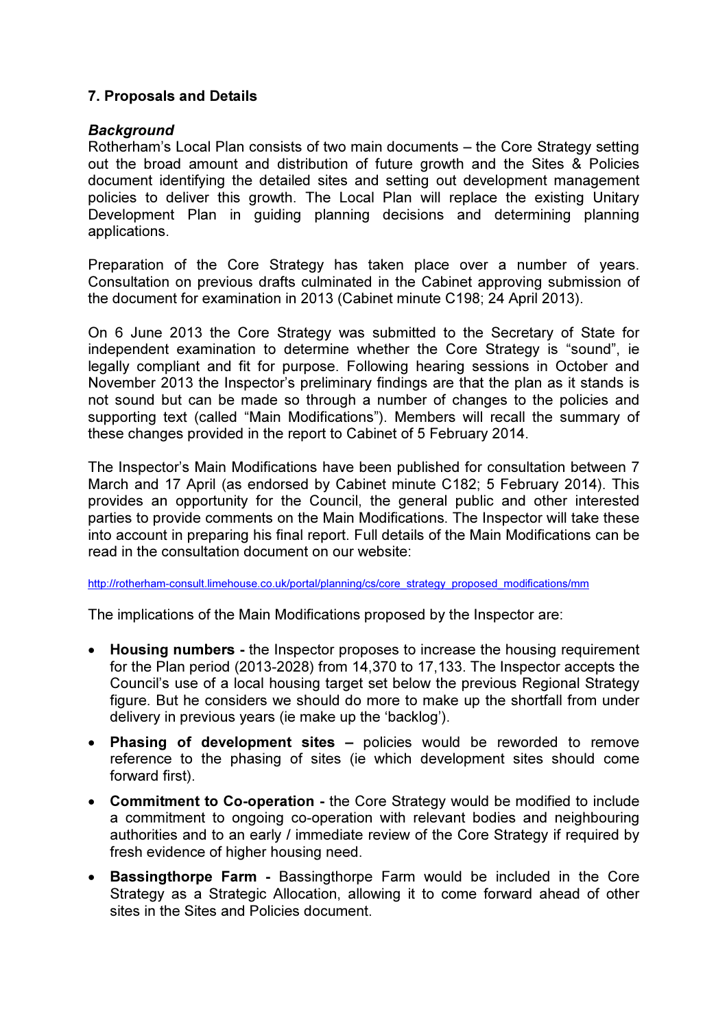## 7. Proposals and Details

### *Background*

Rotherham's Local Plan consists of two main documents – the Core Strategy setting out the broad amount and distribution of future growth and the Sites & Policies document identifying the detailed sites and setting out development management policies to deliver this growth. The Local Plan will replace the existing Unitary Development Plan in guiding planning decisions and determining planning applications.

Preparation of the Core Strategy has taken place over a number of years. Consultation on previous drafts culminated in the Cabinet approving submission of the document for examination in 2013 (Cabinet minute C198; 24 April 2013).

On 6 June 2013 the Core Strategy was submitted to the Secretary of State for independent examination to determine whether the Core Strategy is "sound", ie legally compliant and fit for purpose. Following hearing sessions in October and November 2013 the Inspector's preliminary findings are that the plan as it stands is not sound but can be made so through a number of changes to the policies and supporting text (called "Main Modifications"). Members will recall the summary of these changes provided in the report to Cabinet of 5 February 2014.

The Inspector's Main Modifications have been published for consultation between 7 March and 17 April (as endorsed by Cabinet minute C182; 5 February 2014). This provides an opportunity for the Council, the general public and other interested parties to provide comments on the Main Modifications. The Inspector will take these into account in preparing his final report. Full details of the Main Modifications can be read in the consultation document on our website:

http://rotherham-consult.limehouse.co.uk/portal/planning/cs/core_strategy_proposed_modifications/mm

The implications of the Main Modifications proposed by the Inspector are:

- **Housing numbers -** the Inspector proposes to increase the housing requirement for the Plan period (2013-2028) from 14,370 to 17,133. The Inspector accepts the Council's use of a local housing target set below the previous Regional Strategy figure. But he considers we should do more to make up the shortfall from under delivery in previous years (ie make up the 'backlog').
- **Phasing of development sites –** policies would be reworded to remove reference to the phasing of sites (ie which development sites should come forward first).
- **Commitment to Co-operation -** the Core Strategy would be modified to include a commitment to ongoing co-operation with relevant bodies and neighbouring authorities and to an early / immediate review of the Core Strategy if required by fresh evidence of higher housing need.
- **Bassingthorpe Farm -** Bassingthorpe Farm would be included in the Core Strategy as a Strategic Allocation, allowing it to come forward ahead of other sites in the Sites and Policies document.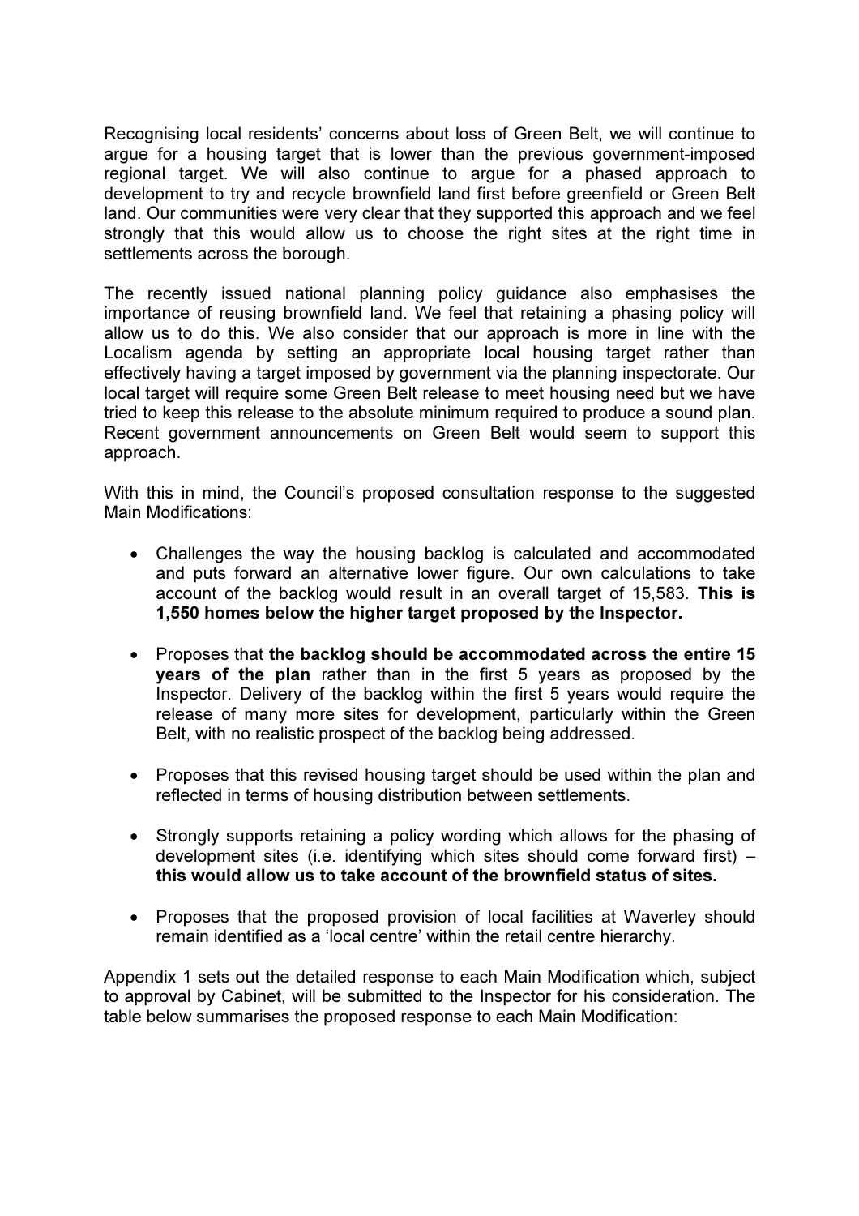Recognising local residents' concerns about loss of Green Belt, we will continue to argue for a housing target that is lower than the previous government-imposed regional target. We will also continue to argue for a phased approach to development to try and recycle brownfield land first before greenfield or Green Belt land. Our communities were very clear that they supported this approach and we feel strongly that this would allow us to choose the right sites at the right time in settlements across the borough.

The recently issued national planning policy guidance also emphasises the importance of reusing brownfield land. We feel that retaining a phasing policy will allow us to do this. We also consider that our approach is more in line with the Localism agenda by setting an appropriate local housing target rather than effectively having a target imposed by government via the planning inspectorate. Our local target will require some Green Belt release to meet housing need but we have tried to keep this release to the absolute minimum required to produce a sound plan. Recent government announcements on Green Belt would seem to support this approach.

With this in mind, the Council's proposed consultation response to the suggested Main Modifications:

- Challenges the way the housing backlog is calculated and accommodated and puts forward an alternative lower figure. Our own calculations to take account of the backlog would result in an overall target of 15,583. **This is 1,550 homes below the higher target proposed by the Inspector.**

- Proposes that **the backlog should be accommodated across the entire 15 years of the plan** rather than in the first 5 years as proposed by the Inspector. Delivery of the backlog within the first 5 years would require the release of many more sites for development, particularly within the Green Belt, with no realistic prospect of the backlog being addressed.

- Proposes that this revised housing target should be used within the plan and reflected in terms of housing distribution between settlements.

- Strongly supports retaining a policy wording which allows for the phasing of development sites (i.e. identifying which sites should come forward first) – **this would allow us to take account of the brownfield status of sites.**

- Proposes that the proposed provision of local facilities at Waverley should remain identified as a 'local centre' within the retail centre hierarchy.

Appendix 1 sets out the detailed response to each Main Modification which, subject to approval by Cabinet, will be submitted to the Inspector for his consideration. The table below summarises the proposed response to each Main Modification: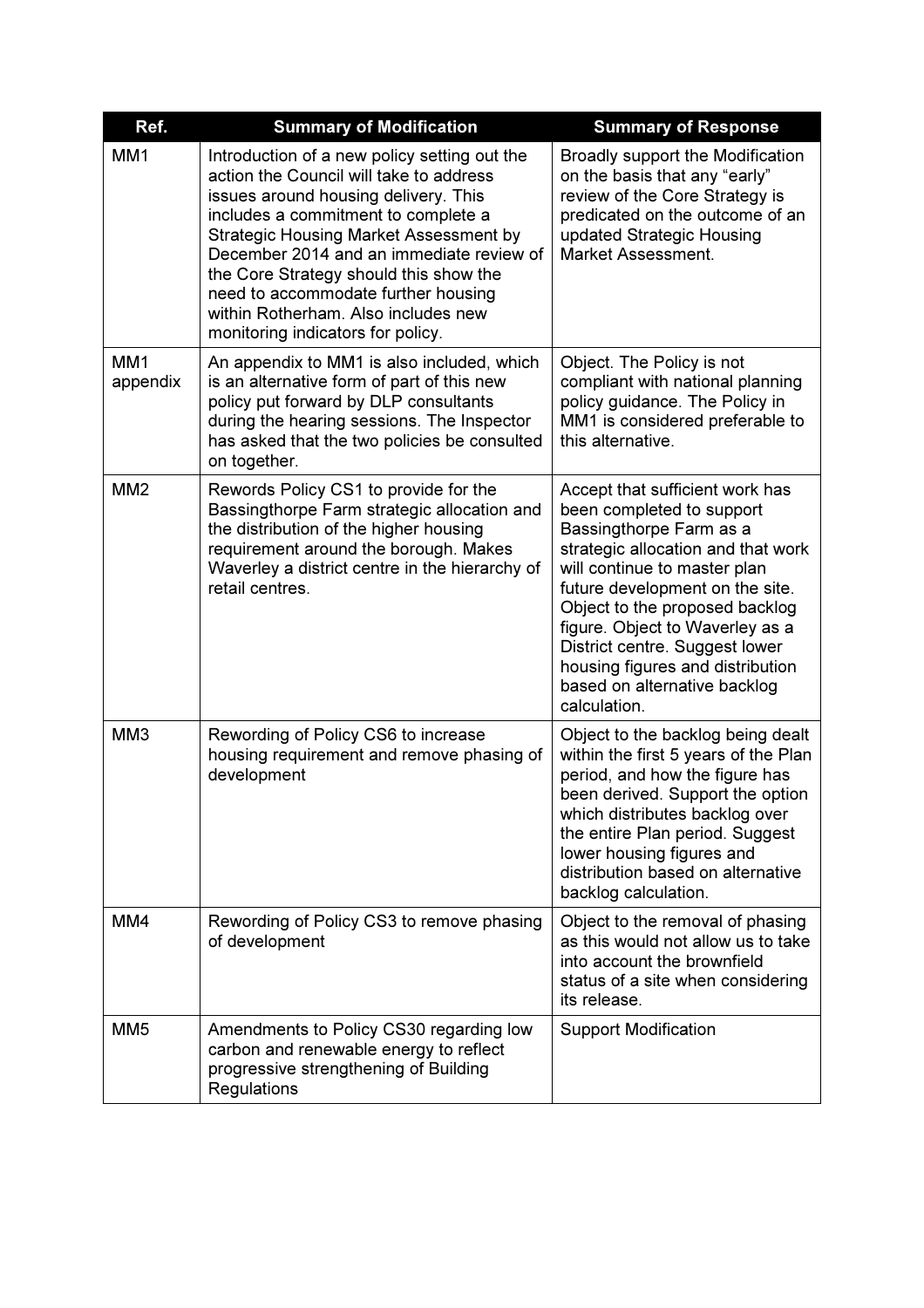| Ref. | Summary of Modification | Summary of Response |
|---|---|---|
| MM1 | Introduction of a new policy setting out the action the Council will take to address issues around housing delivery. This includes a commitment to complete a Strategic Housing Market Assessment by December 2014 and an immediate review of the Core Strategy should this show the need to accommodate further housing within Rotherham. Also includes new monitoring indicators for policy. | Broadly support the Modification on the basis that any "early" review of the Core Strategy is predicated on the outcome of an updated Strategic Housing Market Assessment. |
| MM1 appendix | An appendix to MM1 is also included, which is an alternative form of part of this new policy put forward by DLP consultants during the hearing sessions. The Inspector has asked that the two policies be consulted on together. | Object. The Policy is not compliant with national planning policy guidance. The Policy in MM1 is considered preferable to this alternative. |
| MM2 | Rewords Policy CS1 to provide for the Bassingthorpe Farm strategic allocation and the distribution of the higher housing requirement around the borough. Makes Waverley a district centre in the hierarchy of retail centres. | Accept that sufficient work has been completed to support Bassingthorpe Farm as a strategic allocation and that work will continue to master plan future development on the site. Object to the proposed backlog figure. Object to Waverley as a District centre. Suggest lower housing figures and distribution based on alternative backlog calculation. |
| MM3 | Rewording of Policy CS6 to increase housing requirement and remove phasing of development | Object to the backlog being dealt within the first 5 years of the Plan period, and how the figure has been derived. Support the option which distributes backlog over the entire Plan period. Suggest lower housing figures and distribution based on alternative backlog calculation. |
| MM4 | Rewording of Policy CS3 to remove phasing of development | Object to the removal of phasing as this would not allow us to take into account the brownfield status of a site when considering its release. |
| MM5 | Amendments to Policy CS30 regarding low carbon and renewable energy to reflect progressive strengthening of Building Regulations | Support Modification |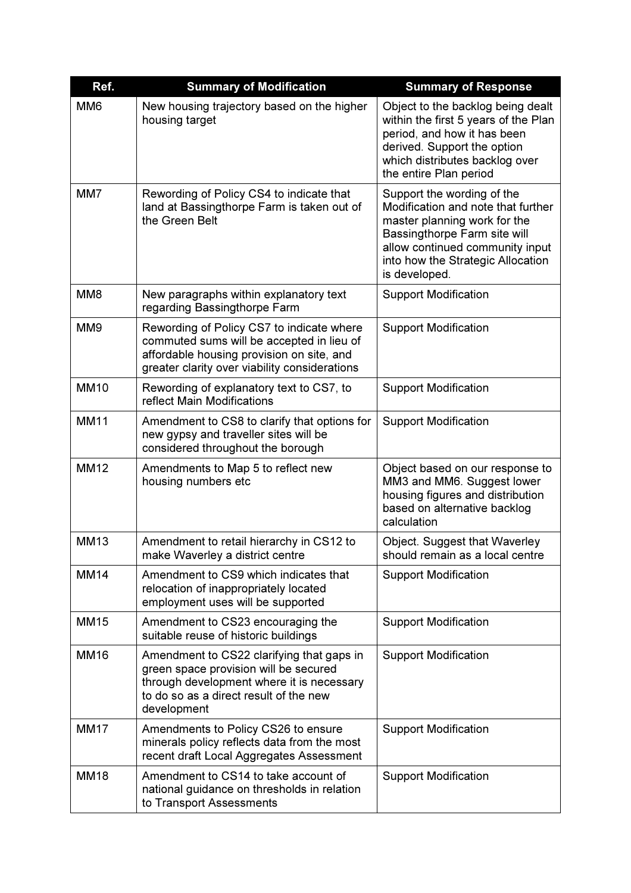| Ref. | Summary of Modification | Summary of Response |
|---|---|---|
| MM6 | New housing trajectory based on the higher housing target | Object to the backlog being dealt within the first 5 years of the Plan period, and how it has been derived. Support the option which distributes backlog over the entire Plan period |
| MM7 | Rewording of Policy CS4 to indicate that land at Bassingthorpe Farm is taken out of the Green Belt | Support the wording of the Modification and note that further master planning work for the Bassingthorpe Farm site will allow continued community input into how the Strategic Allocation is developed. |
| MM8 | New paragraphs within explanatory text regarding Bassingthorpe Farm | Support Modification |
| MM9 | Rewording of Policy CS7 to indicate where commuted sums will be accepted in lieu of affordable housing provision on site, and greater clarity over viability considerations | Support Modification |
| MM10 | Rewording of explanatory text to CS7, to reflect Main Modifications | Support Modification |
| MM11 | Amendment to CS8 to clarify that options for new gypsy and traveller sites will be considered throughout the borough | Support Modification |
| MM12 | Amendments to Map 5 to reflect new housing numbers etc | Object based on our response to MM3 and MM6. Suggest lower housing figures and distribution based on alternative backlog calculation |
| MM13 | Amendment to retail hierarchy in CS12 to make Waverley a district centre | Object. Suggest that Waverley should remain as a local centre |
| MM14 | Amendment to CS9 which indicates that relocation of inappropriately located employment uses will be supported | Support Modification |
| MM15 | Amendment to CS23 encouraging the suitable reuse of historic buildings | Support Modification |
| MM16 | Amendment to CS22 clarifying that gaps in green space provision will be secured through development where it is necessary to do so as a direct result of the new development | Support Modification |
| MM17 | Amendments to Policy CS26 to ensure minerals policy reflects data from the most recent draft Local Aggregates Assessment | Support Modification |
| MM18 | Amendment to CS14 to take account of national guidance on thresholds in relation to Transport Assessments | Support Modification |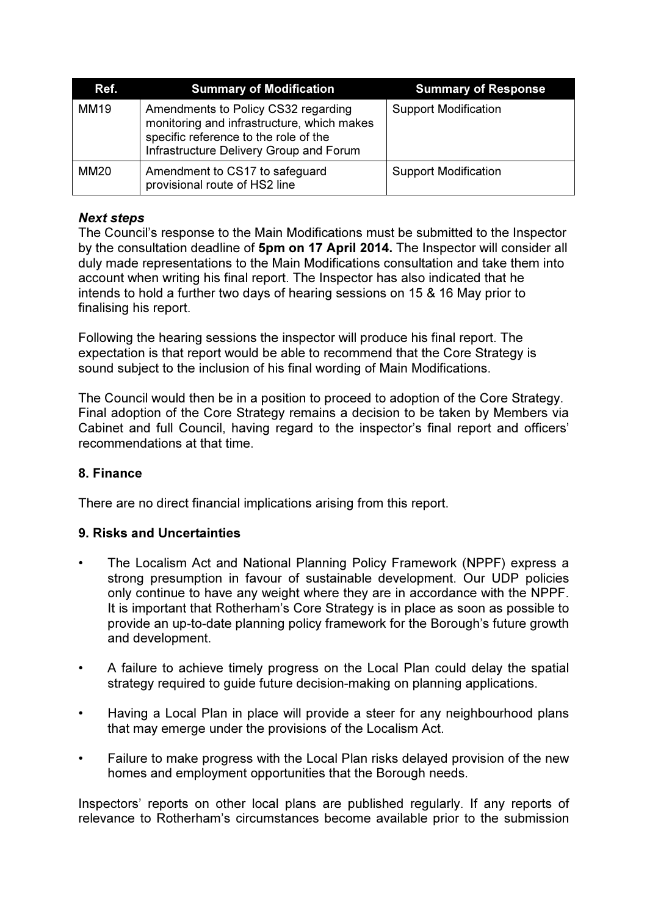| Ref. | Summary of Modification | Summary of Response |
|---|---|---|
| MM19 | Amendments to Policy CS32 regarding monitoring and infrastructure, which makes specific reference to the role of the Infrastructure Delivery Group and Forum | Support Modification |
| MM20 | Amendment to CS17 to safeguard provisional route of HS2 line | Support Modification |

***Next steps***

The Council's response to the Main Modifications must be submitted to the Inspector by the consultation deadline of **5pm on 17 April 2014.** The Inspector will consider all duly made representations to the Main Modifications consultation and take them into account when writing his final report. The Inspector has also indicated that he intends to hold a further two days of hearing sessions on 15 & 16 May prior to finalising his report.

Following the hearing sessions the inspector will produce his final report. The expectation is that report would be able to recommend that the Core Strategy is sound subject to the inclusion of his final wording of Main Modifications.

The Council would then be in a position to proceed to adoption of the Core Strategy. Final adoption of the Core Strategy remains a decision to be taken by Members via Cabinet and full Council, having regard to the inspector's final report and officers' recommendations at that time.

**8. Finance**

There are no direct financial implications arising from this report.

**9. Risks and Uncertainties**

- The Localism Act and National Planning Policy Framework (NPPF) express a strong presumption in favour of sustainable development. Our UDP policies only continue to have any weight where they are in accordance with the NPPF. It is important that Rotherham's Core Strategy is in place as soon as possible to provide an up-to-date planning policy framework for the Borough's future growth and development.

- A failure to achieve timely progress on the Local Plan could delay the spatial strategy required to guide future decision-making on planning applications.

- Having a Local Plan in place will provide a steer for any neighbourhood plans that may emerge under the provisions of the Localism Act.

- Failure to make progress with the Local Plan risks delayed provision of the new homes and employment opportunities that the Borough needs.

Inspectors' reports on other local plans are published regularly. If any reports of relevance to Rotherham's circumstances become available prior to the submission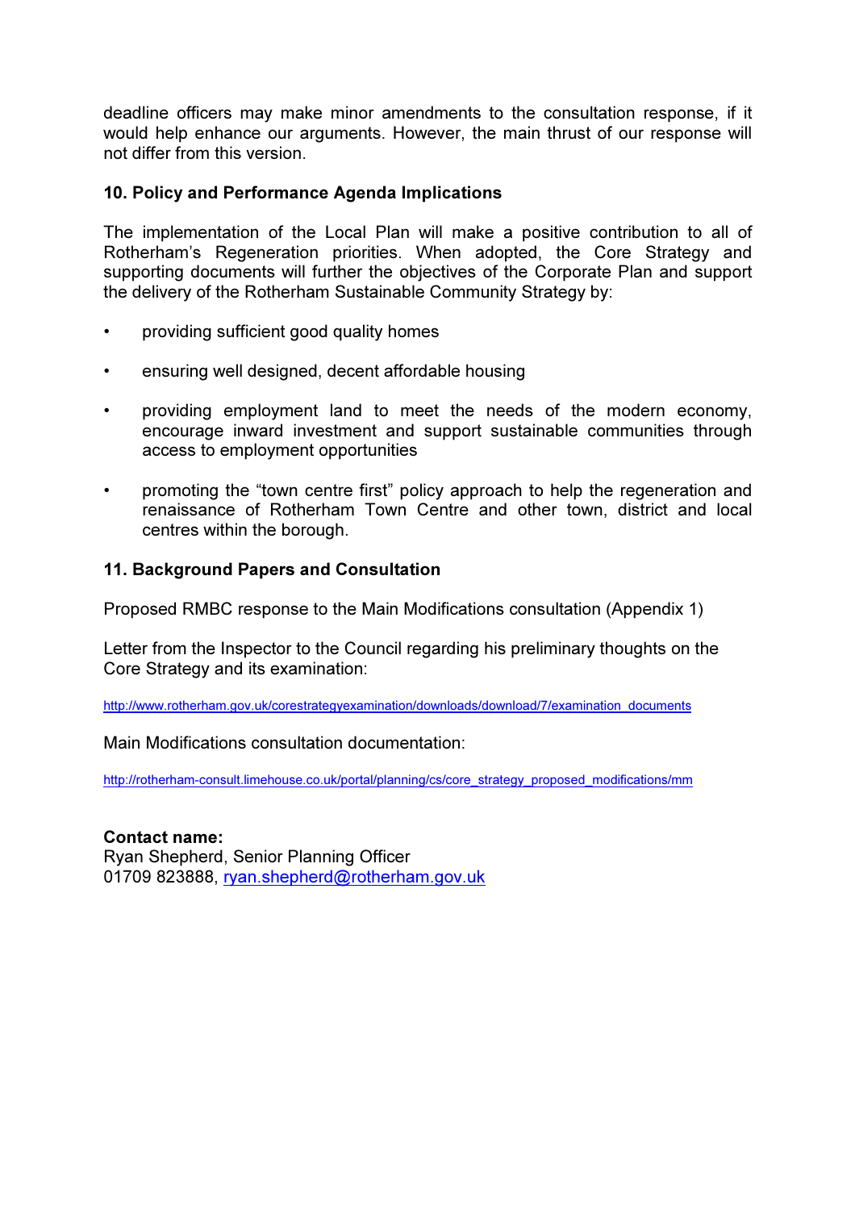deadline officers may make minor amendments to the consultation response, if it would help enhance our arguments. However, the main thrust of our response will not differ from this version.

## 10. Policy and Performance Agenda Implications

The implementation of the Local Plan will make a positive contribution to all of Rotherham's Regeneration priorities. When adopted, the Core Strategy and supporting documents will further the objectives of the Corporate Plan and support the delivery of the Rotherham Sustainable Community Strategy by:

- providing sufficient good quality homes
- ensuring well designed, decent affordable housing
- providing employment land to meet the needs of the modern economy, encourage inward investment and support sustainable communities through access to employment opportunities
- promoting the "town centre first" policy approach to help the regeneration and renaissance of Rotherham Town Centre and other town, district and local centres within the borough.

## 11. Background Papers and Consultation

Proposed RMBC response to the Main Modifications consultation (Appendix 1)

Letter from the Inspector to the Council regarding his preliminary thoughts on the Core Strategy and its examination:

http://www.rotherham.gov.uk/corestrategyexamination/downloads/download/7/examination_documents

Main Modifications consultation documentation:

http://rotherham-consult.limehouse.co.uk/portal/planning/cs/core_strategy_proposed_modifications/mm

**Contact name:**
Ryan Shepherd, Senior Planning Officer
01709 823888, ryan.shepherd@rotherham.gov.uk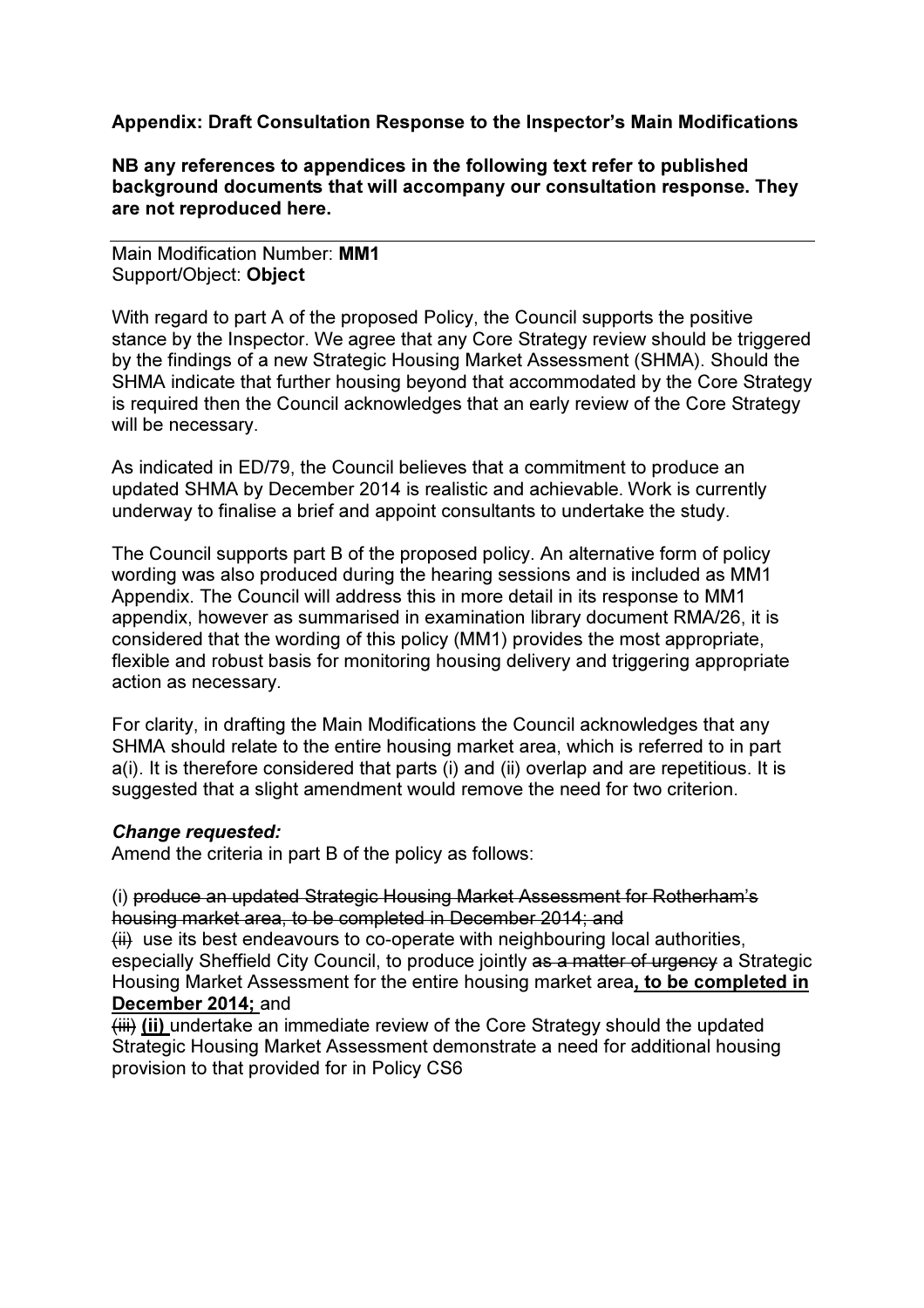**Appendix: Draft Consultation Response to the Inspector's Main Modifications**

**NB any references to appendices in the following text refer to published background documents that will accompany our consultation response. They are not reproduced here.**

---

Main Modification Number: **MM1**
Support/Object: **Object**

With regard to part A of the proposed Policy, the Council supports the positive stance by the Inspector. We agree that any Core Strategy review should be triggered by the findings of a new Strategic Housing Market Assessment (SHMA). Should the SHMA indicate that further housing beyond that accommodated by the Core Strategy is required then the Council acknowledges that an early review of the Core Strategy will be necessary.

As indicated in ED/79, the Council believes that a commitment to produce an updated SHMA by December 2014 is realistic and achievable. Work is currently underway to finalise a brief and appoint consultants to undertake the study.

The Council supports part B of the proposed policy. An alternative form of policy wording was also produced during the hearing sessions and is included as MM1 Appendix. The Council will address this in more detail in its response to MM1 appendix, however as summarised in examination library document RMA/26, it is considered that the wording of this policy (MM1) provides the most appropriate, flexible and robust basis for monitoring housing delivery and triggering appropriate action as necessary.

For clarity, in drafting the Main Modifications the Council acknowledges that any SHMA should relate to the entire housing market area, which is referred to in part a(i). It is therefore considered that parts (i) and (ii) overlap and are repetitious. It is suggested that a slight amendment would remove the need for two criterion.

***Change requested:***
Amend the criteria in part B of the policy as follows:

(i) ~~produce an updated Strategic Housing Market Assessment for Rotherham's housing market area, to be completed in December 2014; and~~
~~(ii)~~ use its best endeavours to co-operate with neighbouring local authorities, especially Sheffield City Council, to produce jointly ~~as a matter of urgency~~ a Strategic Housing Market Assessment for the entire housing market area**<u>, to be completed in December 2014;</u>** and
~~(iii)~~ **<u>(ii)</u>** undertake an immediate review of the Core Strategy should the updated Strategic Housing Market Assessment demonstrate a need for additional housing provision to that provided for in Policy CS6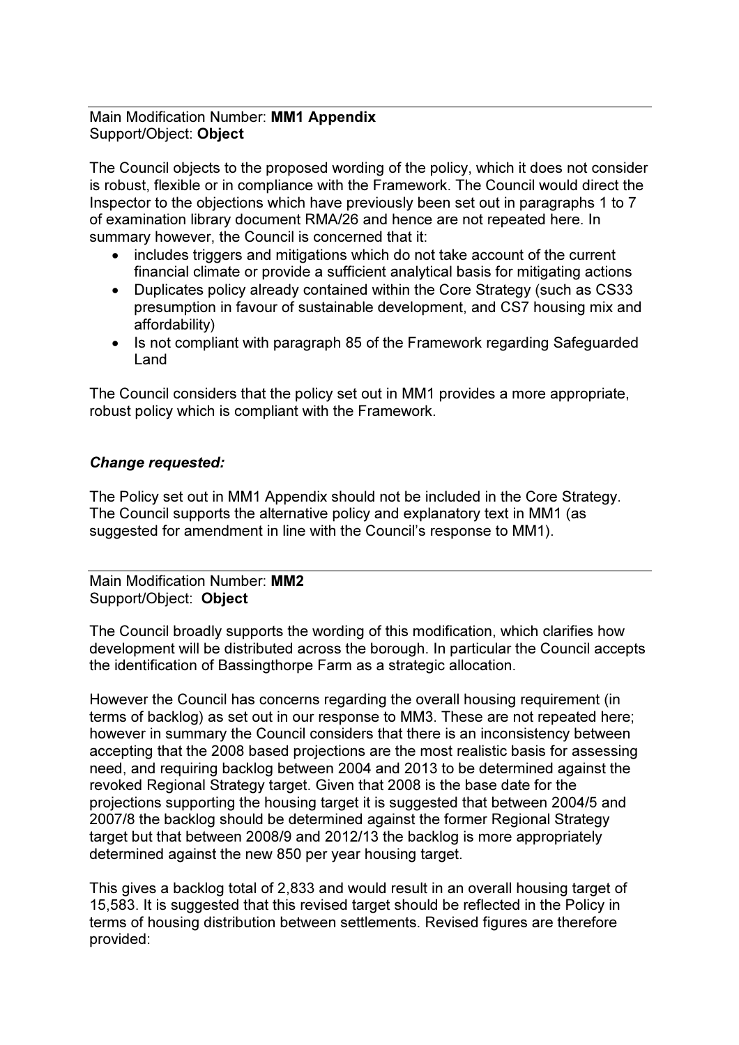---

Main Modification Number: **MM1 Appendix**
Support/Object: **Object**

The Council objects to the proposed wording of the policy, which it does not consider is robust, flexible or in compliance with the Framework. The Council would direct the Inspector to the objections which have previously been set out in paragraphs 1 to 7 of examination library document RMA/26 and hence are not repeated here. In summary however, the Council is concerned that it:

- includes triggers and mitigations which do not take account of the current financial climate or provide a sufficient analytical basis for mitigating actions
- Duplicates policy already contained within the Core Strategy (such as CS33 presumption in favour of sustainable development, and CS7 housing mix and affordability)
- Is not compliant with paragraph 85 of the Framework regarding Safeguarded Land

The Council considers that the policy set out in MM1 provides a more appropriate, robust policy which is compliant with the Framework.

***Change requested:***

The Policy set out in MM1 Appendix should not be included in the Core Strategy. The Council supports the alternative policy and explanatory text in MM1 (as suggested for amendment in line with the Council's response to MM1).

---

Main Modification Number: **MM2**
Support/Object: **Object**

The Council broadly supports the wording of this modification, which clarifies how development will be distributed across the borough. In particular the Council accepts the identification of Bassingthorpe Farm as a strategic allocation.

However the Council has concerns regarding the overall housing requirement (in terms of backlog) as set out in our response to MM3. These are not repeated here; however in summary the Council considers that there is an inconsistency between accepting that the 2008 based projections are the most realistic basis for assessing need, and requiring backlog between 2004 and 2013 to be determined against the revoked Regional Strategy target. Given that 2008 is the base date for the projections supporting the housing target it is suggested that between 2004/5 and 2007/8 the backlog should be determined against the former Regional Strategy target but that between 2008/9 and 2012/13 the backlog is more appropriately determined against the new 850 per year housing target.

This gives a backlog total of 2,833 and would result in an overall housing target of 15,583. It is suggested that this revised target should be reflected in the Policy in terms of housing distribution between settlements. Revised figures are therefore provided: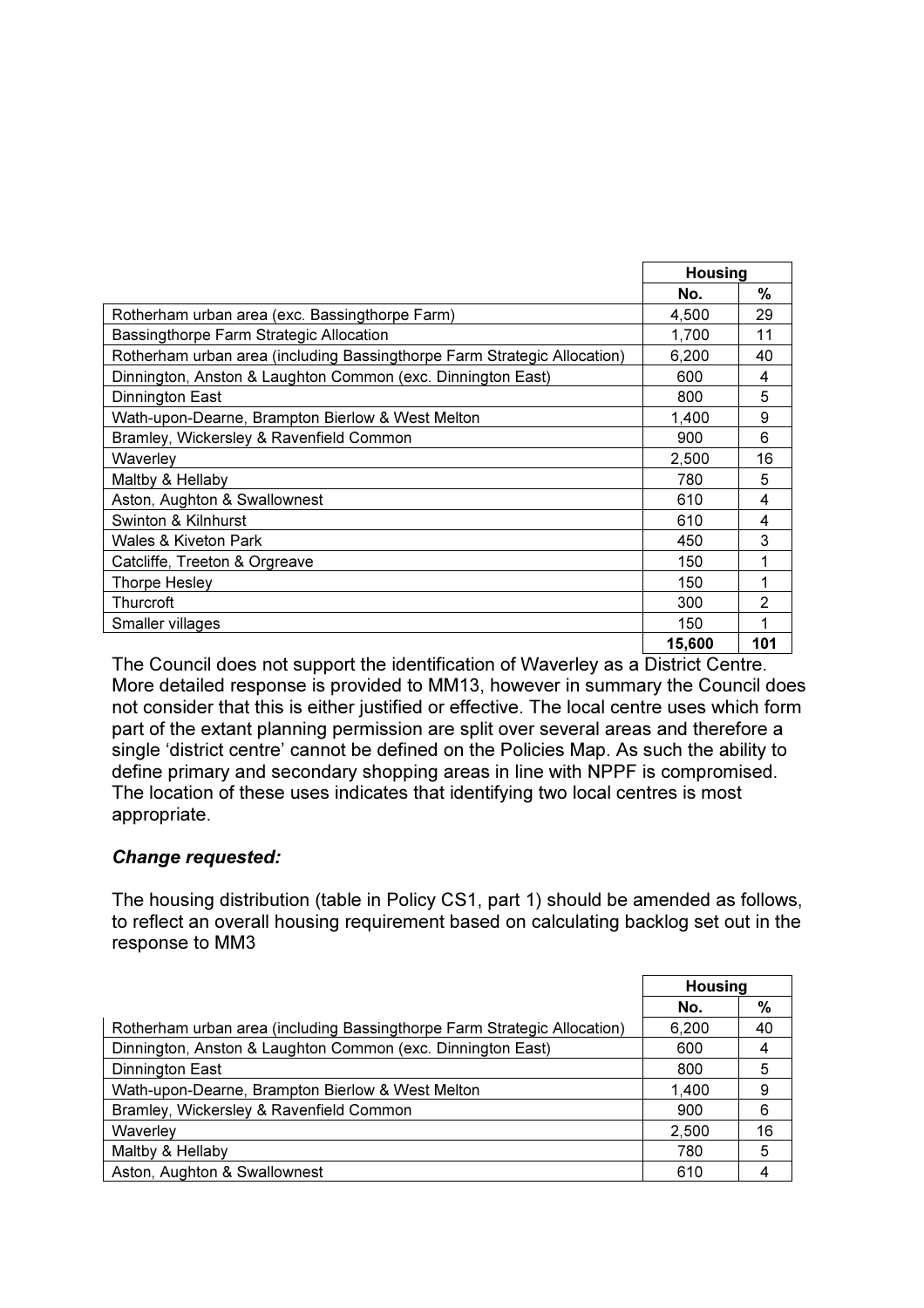| | Housing | |
|---|---|---|
| | No. | % |
| Rotherham urban area (exc. Bassingthorpe Farm) | 4,500 | 29 |
| Bassingthorpe Farm Strategic Allocation | 1,700 | 11 |
| Rotherham urban area (including Bassingthorpe Farm Strategic Allocation) | 6,200 | 40 |
| Dinnington, Anston & Laughton Common (exc. Dinnington East) | 600 | 4 |
| Dinnington East | 800 | 5 |
| Wath-upon-Dearne, Brampton Bierlow & West Melton | 1,400 | 9 |
| Bramley, Wickersley & Ravenfield Common | 900 | 6 |
| Waverley | 2,500 | 16 |
| Maltby & Hellaby | 780 | 5 |
| Aston, Aughton & Swallownest | 610 | 4 |
| Swinton & Kilnhurst | 610 | 4 |
| Wales & Kiveton Park | 450 | 3 |
| Catcliffe, Treeton & Orgreave | 150 | 1 |
| Thorpe Hesley | 150 | 1 |
| Thurcroft | 300 | 2 |
| Smaller villages | 150 | 1 |
| | **15,600** | **101** |

The Council does not support the identification of Waverley as a District Centre. More detailed response is provided to MM13, however in summary the Council does not consider that this is either justified or effective. The local centre uses which form part of the extant planning permission are split over several areas and therefore a single 'district centre' cannot be defined on the Policies Map. As such the ability to define primary and secondary shopping areas in line with NPPF is compromised. The location of these uses indicates that identifying two local centres is most appropriate.

***Change requested:***

The housing distribution (table in Policy CS1, part 1) should be amended as follows, to reflect an overall housing requirement based on calculating backlog set out in the response to MM3

| | Housing | |
|---|---|---|
| | No. | % |
| Rotherham urban area (including Bassingthorpe Farm Strategic Allocation) | 6,200 | 40 |
| Dinnington, Anston & Laughton Common (exc. Dinnington East) | 600 | 4 |
| Dinnington East | 800 | 5 |
| Wath-upon-Dearne, Brampton Bierlow & West Melton | 1,400 | 9 |
| Bramley, Wickersley & Ravenfield Common | 900 | 6 |
| Waverley | 2,500 | 16 |
| Maltby & Hellaby | 780 | 5 |
| Aston, Aughton & Swallownest | 610 | 4 |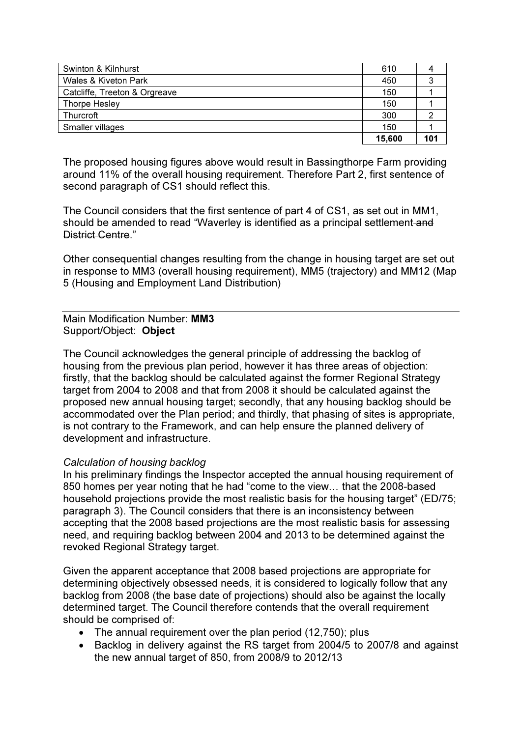| | | |
|---|---|---|
| Swinton & Kilnhurst | 610 | 4 |
| Wales & Kiveton Park | 450 | 3 |
| Catcliffe, Treeton & Orgreave | 150 | 1 |
| Thorpe Hesley | 150 | 1 |
| Thurcroft | 300 | 2 |
| Smaller villages | 150 | 1 |
| | **15,600** | **101** |

The proposed housing figures above would result in Bassingthorpe Farm providing around 11% of the overall housing requirement. Therefore Part 2, first sentence of second paragraph of CS1 should reflect this.

The Council considers that the first sentence of part 4 of CS1, as set out in MM1, should be amended to read "Waverley is identified as a principal settlement ~~and District Centre~~."

Other consequential changes resulting from the change in housing target are set out in response to MM3 (overall housing requirement), MM5 (trajectory) and MM12 (Map 5 (Housing and Employment Land Distribution)

---

Main Modification Number: **MM3**
Support/Object: **Object**

The Council acknowledges the general principle of addressing the backlog of housing from the previous plan period, however it has three areas of objection: firstly, that the backlog should be calculated against the former Regional Strategy target from 2004 to 2008 and that from 2008 it should be calculated against the proposed new annual housing target; secondly, that any housing backlog should be accommodated over the Plan period; and thirdly, that phasing of sites is appropriate, is not contrary to the Framework, and can help ensure the planned delivery of development and infrastructure.

*Calculation of housing backlog*
In his preliminary findings the Inspector accepted the annual housing requirement of 850 homes per year noting that he had "come to the view… that the 2008-based household projections provide the most realistic basis for the housing target" (ED/75; paragraph 3). The Council considers that there is an inconsistency between accepting that the 2008 based projections are the most realistic basis for assessing need, and requiring backlog between 2004 and 2013 to be determined against the revoked Regional Strategy target.

Given the apparent acceptance that 2008 based projections are appropriate for determining objectively obsessed needs, it is considered to logically follow that any backlog from 2008 (the base date of projections) should also be against the locally determined target. The Council therefore contends that the overall requirement should be comprised of:

- The annual requirement over the plan period (12,750); plus
- Backlog in delivery against the RS target from 2004/5 to 2007/8 and against the new annual target of 850, from 2008/9 to 2012/13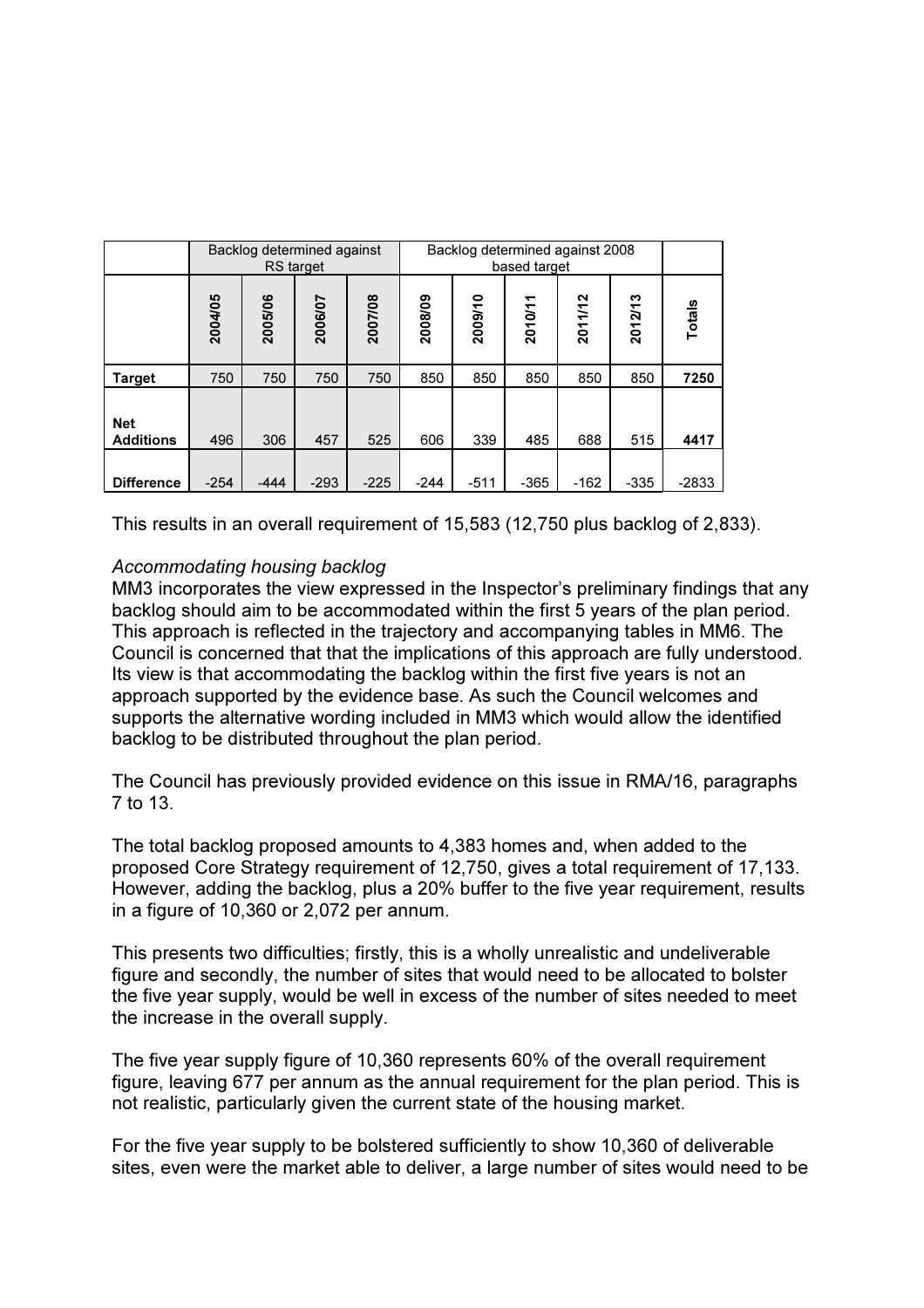| | Backlog determined against RS target | | | | Backlog determined against 2008 based target | | | | | |
|---|---|---|---|---|---|---|---|---|---|---|
| | 2004/05 | 2005/06 | 2006/07 | 2007/08 | 2008/09 | 2009/10 | 2010/11 | 2011/12 | 2012/13 | Totals |
| **Target** | 750 | 750 | 750 | 750 | 850 | 850 | 850 | 850 | 850 | **7250** |
| **Net Additions** | 496 | 306 | 457 | 525 | 606 | 339 | 485 | 688 | 515 | **4417** |
| **Difference** | -254 | -444 | -293 | -225 | -244 | -511 | -365 | -162 | -335 | -2833 |

This results in an overall requirement of 15,583 (12,750 plus backlog of 2,833).

*Accommodating housing backlog*

MM3 incorporates the view expressed in the Inspector's preliminary findings that any backlog should aim to be accommodated within the first 5 years of the plan period. This approach is reflected in the trajectory and accompanying tables in MM6. The Council is concerned that that the implications of this approach are fully understood. Its view is that accommodating the backlog within the first five years is not an approach supported by the evidence base. As such the Council welcomes and supports the alternative wording included in MM3 which would allow the identified backlog to be distributed throughout the plan period.

The Council has previously provided evidence on this issue in RMA/16, paragraphs 7 to 13.

The total backlog proposed amounts to 4,383 homes and, when added to the proposed Core Strategy requirement of 12,750, gives a total requirement of 17,133. However, adding the backlog, plus a 20% buffer to the five year requirement, results in a figure of 10,360 or 2,072 per annum.

This presents two difficulties; firstly, this is a wholly unrealistic and undeliverable figure and secondly, the number of sites that would need to be allocated to bolster the five year supply, would be well in excess of the number of sites needed to meet the increase in the overall supply.

The five year supply figure of 10,360 represents 60% of the overall requirement figure, leaving 677 per annum as the annual requirement for the plan period. This is not realistic, particularly given the current state of the housing market.

For the five year supply to be bolstered sufficiently to show 10,360 of deliverable sites, even were the market able to deliver, a large number of sites would need to be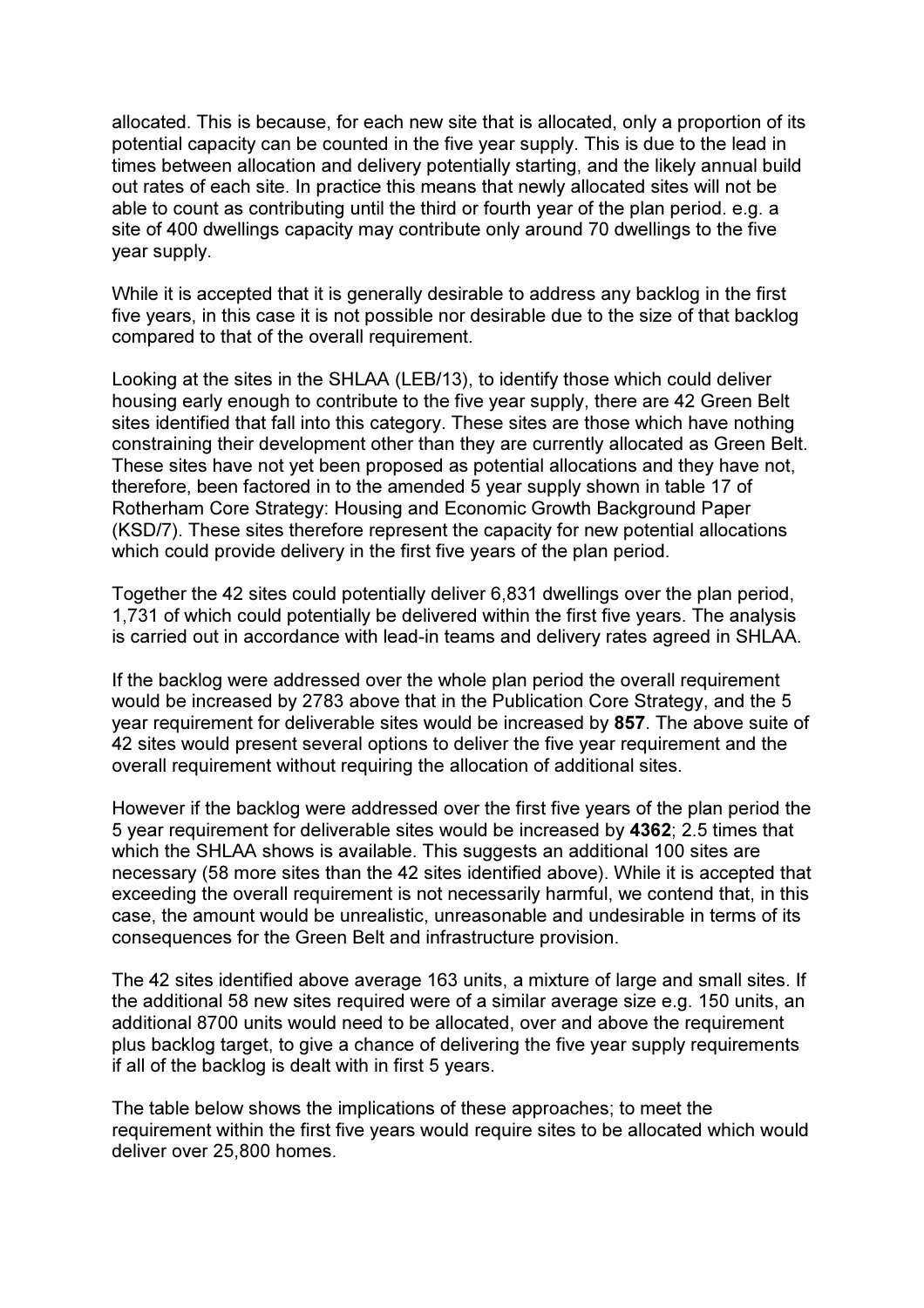allocated. This is because, for each new site that is allocated, only a proportion of its potential capacity can be counted in the five year supply. This is due to the lead in times between allocation and delivery potentially starting, and the likely annual build out rates of each site. In practice this means that newly allocated sites will not be able to count as contributing until the third or fourth year of the plan period. e.g. a site of 400 dwellings capacity may contribute only around 70 dwellings to the five year supply.

While it is accepted that it is generally desirable to address any backlog in the first five years, in this case it is not possible nor desirable due to the size of that backlog compared to that of the overall requirement.

Looking at the sites in the SHLAA (LEB/13), to identify those which could deliver housing early enough to contribute to the five year supply, there are 42 Green Belt sites identified that fall into this category. These sites are those which have nothing constraining their development other than they are currently allocated as Green Belt. These sites have not yet been proposed as potential allocations and they have not, therefore, been factored in to the amended 5 year supply shown in table 17 of Rotherham Core Strategy: Housing and Economic Growth Background Paper (KSD/7). These sites therefore represent the capacity for new potential allocations which could provide delivery in the first five years of the plan period.

Together the 42 sites could potentially deliver 6,831 dwellings over the plan period, 1,731 of which could potentially be delivered within the first five years. The analysis is carried out in accordance with lead-in teams and delivery rates agreed in SHLAA.

If the backlog were addressed over the whole plan period the overall requirement would be increased by 2783 above that in the Publication Core Strategy, and the 5 year requirement for deliverable sites would be increased by **857**. The above suite of 42 sites would present several options to deliver the five year requirement and the overall requirement without requiring the allocation of additional sites.

However if the backlog were addressed over the first five years of the plan period the 5 year requirement for deliverable sites would be increased by **4362**; 2.5 times that which the SHLAA shows is available. This suggests an additional 100 sites are necessary (58 more sites than the 42 sites identified above). While it is accepted that exceeding the overall requirement is not necessarily harmful, we contend that, in this case, the amount would be unrealistic, unreasonable and undesirable in terms of its consequences for the Green Belt and infrastructure provision.

The 42 sites identified above average 163 units, a mixture of large and small sites. If the additional 58 new sites required were of a similar average size e.g. 150 units, an additional 8700 units would need to be allocated, over and above the requirement plus backlog target, to give a chance of delivering the five year supply requirements if all of the backlog is dealt with in first 5 years.

The table below shows the implications of these approaches; to meet the requirement within the first five years would require sites to be allocated which would deliver over 25,800 homes.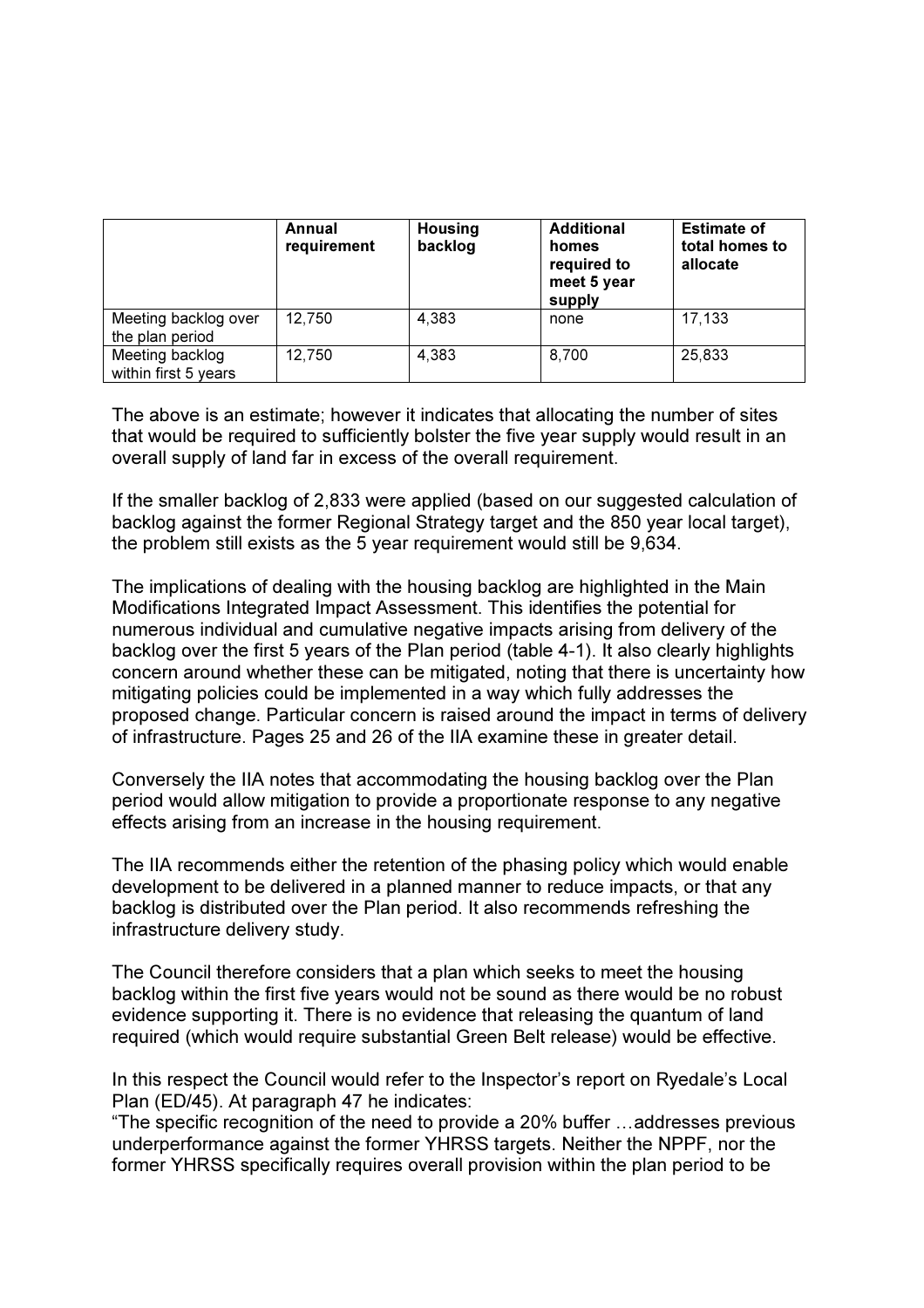| | Annual requirement | Housing backlog | Additional homes required to meet 5 year supply | Estimate of total homes to allocate |
|---|---|---|---|---|
| Meeting backlog over the plan period | 12,750 | 4,383 | none | 17,133 |
| Meeting backlog within first 5 years | 12,750 | 4,383 | 8,700 | 25,833 |

The above is an estimate; however it indicates that allocating the number of sites that would be required to sufficiently bolster the five year supply would result in an overall supply of land far in excess of the overall requirement.

If the smaller backlog of 2,833 were applied (based on our suggested calculation of backlog against the former Regional Strategy target and the 850 year local target), the problem still exists as the 5 year requirement would still be 9,634.

The implications of dealing with the housing backlog are highlighted in the Main Modifications Integrated Impact Assessment. This identifies the potential for numerous individual and cumulative negative impacts arising from delivery of the backlog over the first 5 years of the Plan period (table 4-1). It also clearly highlights concern around whether these can be mitigated, noting that there is uncertainty how mitigating policies could be implemented in a way which fully addresses the proposed change. Particular concern is raised around the impact in terms of delivery of infrastructure. Pages 25 and 26 of the IIA examine these in greater detail.

Conversely the IIA notes that accommodating the housing backlog over the Plan period would allow mitigation to provide a proportionate response to any negative effects arising from an increase in the housing requirement.

The IIA recommends either the retention of the phasing policy which would enable development to be delivered in a planned manner to reduce impacts, or that any backlog is distributed over the Plan period. It also recommends refreshing the infrastructure delivery study.

The Council therefore considers that a plan which seeks to meet the housing backlog within the first five years would not be sound as there would be no robust evidence supporting it. There is no evidence that releasing the quantum of land required (which would require substantial Green Belt release) would be effective.

In this respect the Council would refer to the Inspector's report on Ryedale's Local Plan (ED/45). At paragraph 47 he indicates:
"The specific recognition of the need to provide a 20% buffer …addresses previous underperformance against the former YHRSS targets. Neither the NPPF, nor the former YHRSS specifically requires overall provision within the plan period to be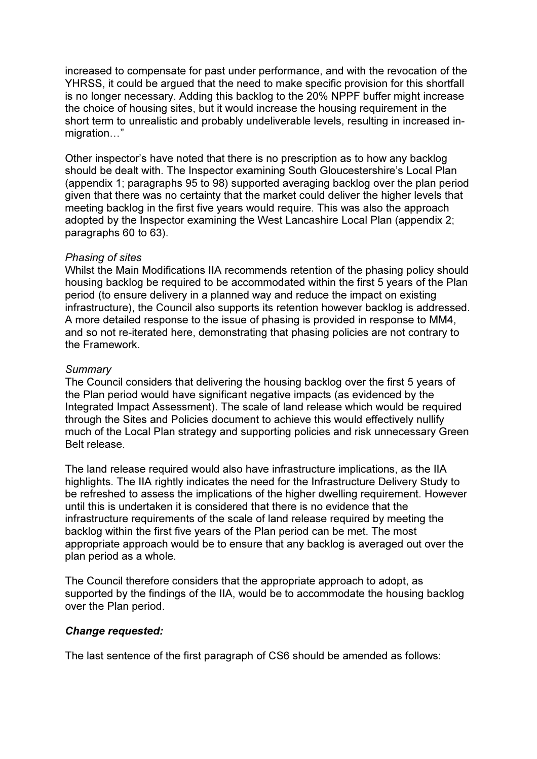increased to compensate for past under performance, and with the revocation of the YHRSS, it could be argued that the need to make specific provision for this shortfall is no longer necessary. Adding this backlog to the 20% NPPF buffer might increase the choice of housing sites, but it would increase the housing requirement in the short term to unrealistic and probably undeliverable levels, resulting in increased in-migration…"

Other inspector's have noted that there is no prescription as to how any backlog should be dealt with. The Inspector examining South Gloucestershire's Local Plan (appendix 1; paragraphs 95 to 98) supported averaging backlog over the plan period given that there was no certainty that the market could deliver the higher levels that meeting backlog in the first five years would require. This was also the approach adopted by the Inspector examining the West Lancashire Local Plan (appendix 2; paragraphs 60 to 63).

*Phasing of sites*
Whilst the Main Modifications IIA recommends retention of the phasing policy should housing backlog be required to be accommodated within the first 5 years of the Plan period (to ensure delivery in a planned way and reduce the impact on existing infrastructure), the Council also supports its retention however backlog is addressed. A more detailed response to the issue of phasing is provided in response to MM4, and so not re-iterated here, demonstrating that phasing policies are not contrary to the Framework.

*Summary*
The Council considers that delivering the housing backlog over the first 5 years of the Plan period would have significant negative impacts (as evidenced by the Integrated Impact Assessment). The scale of land release which would be required through the Sites and Policies document to achieve this would effectively nullify much of the Local Plan strategy and supporting policies and risk unnecessary Green Belt release.

The land release required would also have infrastructure implications, as the IIA highlights. The IIA rightly indicates the need for the Infrastructure Delivery Study to be refreshed to assess the implications of the higher dwelling requirement. However until this is undertaken it is considered that there is no evidence that the infrastructure requirements of the scale of land release required by meeting the backlog within the first five years of the Plan period can be met. The most appropriate approach would be to ensure that any backlog is averaged out over the plan period as a whole.

The Council therefore considers that the appropriate approach to adopt, as supported by the findings of the IIA, would be to accommodate the housing backlog over the Plan period.

***Change requested:***

The last sentence of the first paragraph of CS6 should be amended as follows: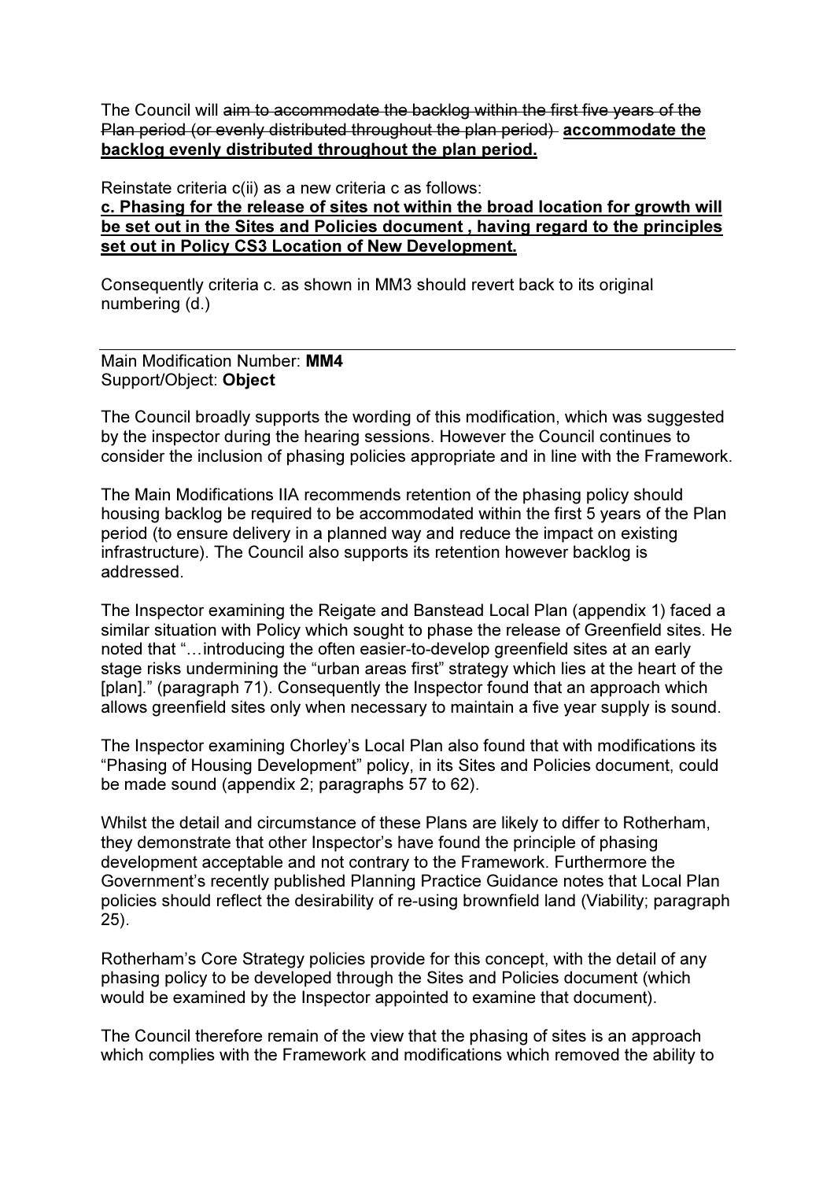The Council will ~~aim to accommodate the backlog within the first five years of the Plan period (or evenly distributed throughout the plan period)~~ **<u>accommodate the backlog evenly distributed throughout the plan period.</u>**

Reinstate criteria c(ii) as a new criteria c as follows:

**<u>c. Phasing for the release of sites not within the broad location for growth will be set out in the Sites and Policies document , having regard to the principles set out in Policy CS3 Location of New Development.</u>**

Consequently criteria c. as shown in MM3 should revert back to its original numbering (d.)

---

Main Modification Number: **MM4**
Support/Object: **Object**

The Council broadly supports the wording of this modification, which was suggested by the inspector during the hearing sessions. However the Council continues to consider the inclusion of phasing policies appropriate and in line with the Framework.

The Main Modifications IIA recommends retention of the phasing policy should housing backlog be required to be accommodated within the first 5 years of the Plan period (to ensure delivery in a planned way and reduce the impact on existing infrastructure). The Council also supports its retention however backlog is addressed.

The Inspector examining the Reigate and Banstead Local Plan (appendix 1) faced a similar situation with Policy which sought to phase the release of Greenfield sites. He noted that "…introducing the often easier-to-develop greenfield sites at an early stage risks undermining the "urban areas first" strategy which lies at the heart of the [plan]." (paragraph 71). Consequently the Inspector found that an approach which allows greenfield sites only when necessary to maintain a five year supply is sound.

The Inspector examining Chorley's Local Plan also found that with modifications its "Phasing of Housing Development" policy, in its Sites and Policies document, could be made sound (appendix 2; paragraphs 57 to 62).

Whilst the detail and circumstance of these Plans are likely to differ to Rotherham, they demonstrate that other Inspector's have found the principle of phasing development acceptable and not contrary to the Framework. Furthermore the Government's recently published Planning Practice Guidance notes that Local Plan policies should reflect the desirability of re-using brownfield land (Viability; paragraph 25).

Rotherham's Core Strategy policies provide for this concept, with the detail of any phasing policy to be developed through the Sites and Policies document (which would be examined by the Inspector appointed to examine that document).

The Council therefore remain of the view that the phasing of sites is an approach which complies with the Framework and modifications which removed the ability to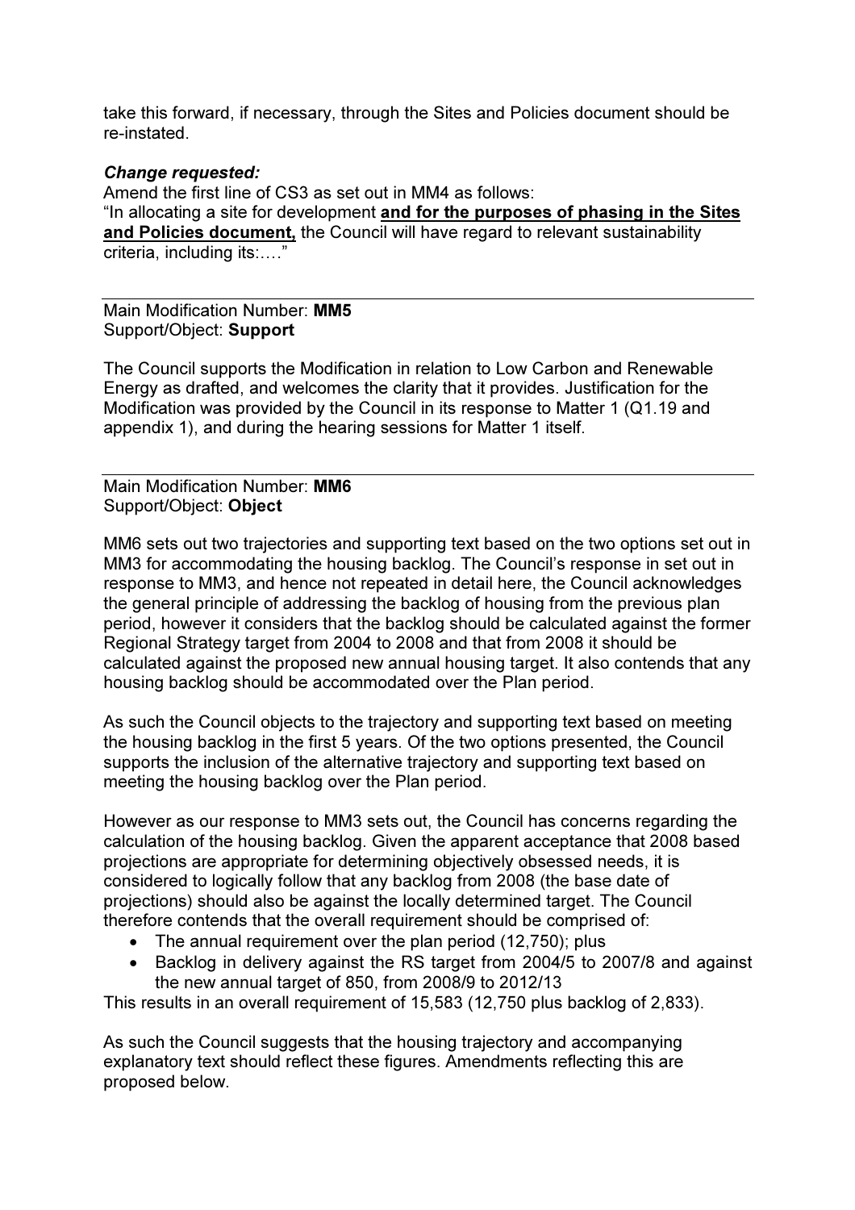take this forward, if necessary, through the Sites and Policies document should be re-instated.

***Change requested:***

Amend the first line of CS3 as set out in MM4 as follows:

"In allocating a site for development **<u>and for the purposes of phasing in the Sites and Policies document,</u>** the Council will have regard to relevant sustainability criteria, including its:…."

---

Main Modification Number: **MM5**
Support/Object: **Support**

The Council supports the Modification in relation to Low Carbon and Renewable Energy as drafted, and welcomes the clarity that it provides. Justification for the Modification was provided by the Council in its response to Matter 1 (Q1.19 and appendix 1), and during the hearing sessions for Matter 1 itself.

---

Main Modification Number: **MM6**
Support/Object: **Object**

MM6 sets out two trajectories and supporting text based on the two options set out in MM3 for accommodating the housing backlog. The Council's response in set out in response to MM3, and hence not repeated in detail here, the Council acknowledges the general principle of addressing the backlog of housing from the previous plan period, however it considers that the backlog should be calculated against the former Regional Strategy target from 2004 to 2008 and that from 2008 it should be calculated against the proposed new annual housing target. It also contends that any housing backlog should be accommodated over the Plan period.

As such the Council objects to the trajectory and supporting text based on meeting the housing backlog in the first 5 years. Of the two options presented, the Council supports the inclusion of the alternative trajectory and supporting text based on meeting the housing backlog over the Plan period.

However as our response to MM3 sets out, the Council has concerns regarding the calculation of the housing backlog. Given the apparent acceptance that 2008 based projections are appropriate for determining objectively obsessed needs, it is considered to logically follow that any backlog from 2008 (the base date of projections) should also be against the locally determined target. The Council therefore contends that the overall requirement should be comprised of:

- The annual requirement over the plan period (12,750); plus
- Backlog in delivery against the RS target from 2004/5 to 2007/8 and against the new annual target of 850, from 2008/9 to 2012/13

This results in an overall requirement of 15,583 (12,750 plus backlog of 2,833).

As such the Council suggests that the housing trajectory and accompanying explanatory text should reflect these figures. Amendments reflecting this are proposed below.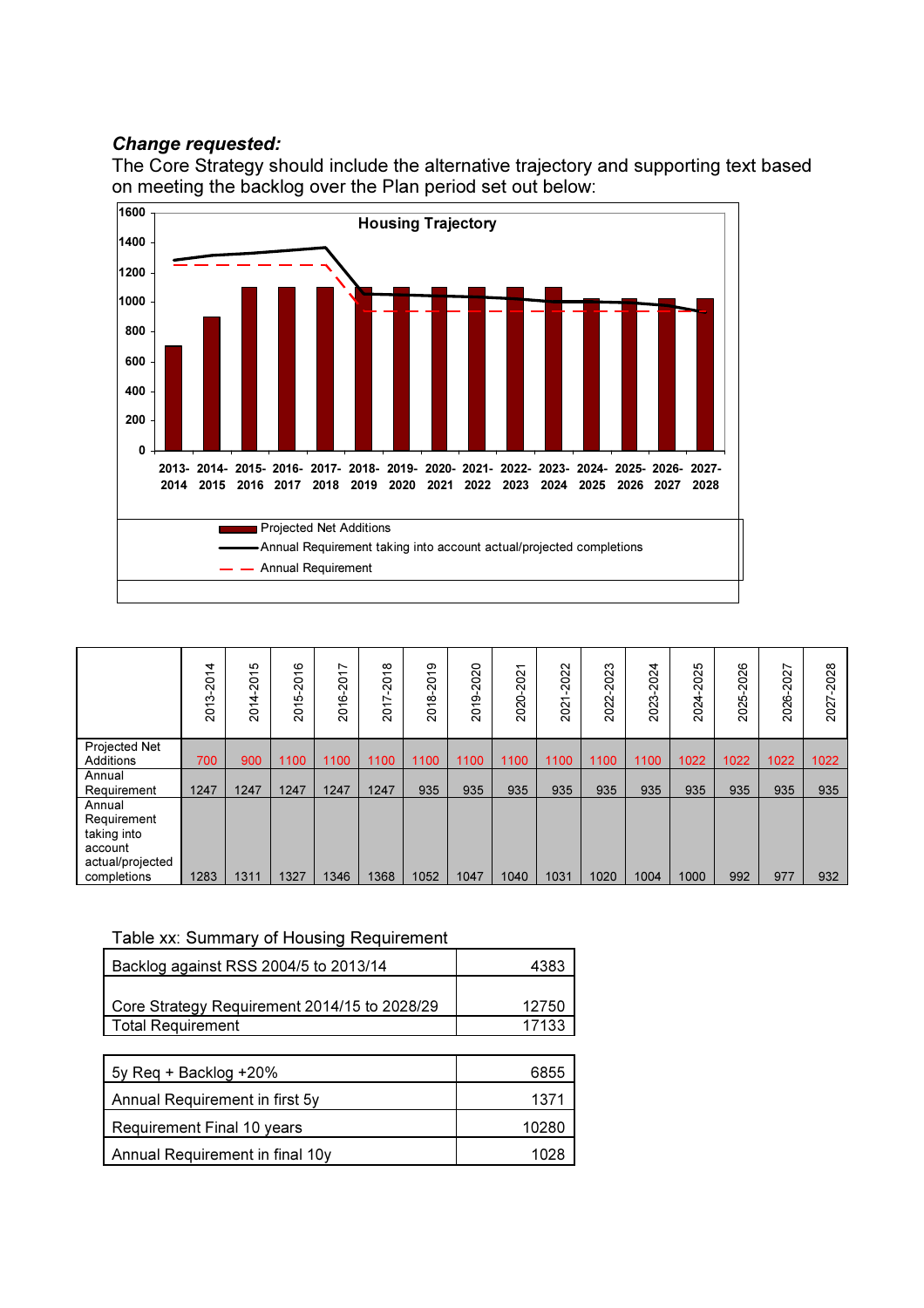***Change requested:***

The Core Strategy should include the alternative trajectory and supporting text based on meeting the backlog over the Plan period set out below:

| | 2013-2014 | 2014-2015 | 2015-2016 | 2016-2017 | 2017-2018 | 2018-2019 | 2019-2020 | 2020-2021 | 2021-2022 | 2022-2023 | 2023-2024 | 2024-2025 | 2025-2026 | 2026-2027 | 2027-2028 |
|---|---|---|---|---|---|---|---|---|---|---|---|---|---|---|---|
| Projected Net Additions | 700 | 900 | 1100 | 1100 | 1100 | 1100 | 1100 | 1100 | 1100 | 1100 | 1100 | 1022 | 1022 | 1022 | 1022 |
| Annual Requirement | 1247 | 1247 | 1247 | 1247 | 1247 | 935 | 935 | 935 | 935 | 935 | 935 | 935 | 935 | 935 | 935 |
| Annual Requirement taking into account actual/projected completions | 1283 | 1311 | 1327 | 1346 | 1368 | 1052 | 1047 | 1040 | 1031 | 1020 | 1004 | 1000 | 992 | 977 | 932 |

Table xx: Summary of Housing Requirement

| | |
|---|---|
| Backlog against RSS 2004/5 to 2013/14 | 4383 |
| Core Strategy Requirement 2014/15 to 2028/29 | 12750 |
| Total Requirement | 17133 |

| | |
|---|---|
| 5y Req + Backlog +20% | 6855 |
| Annual Requirement in first 5y | 1371 |
| Requirement Final 10 years | 10280 |
| Annual Requirement in final 10y | 1028 |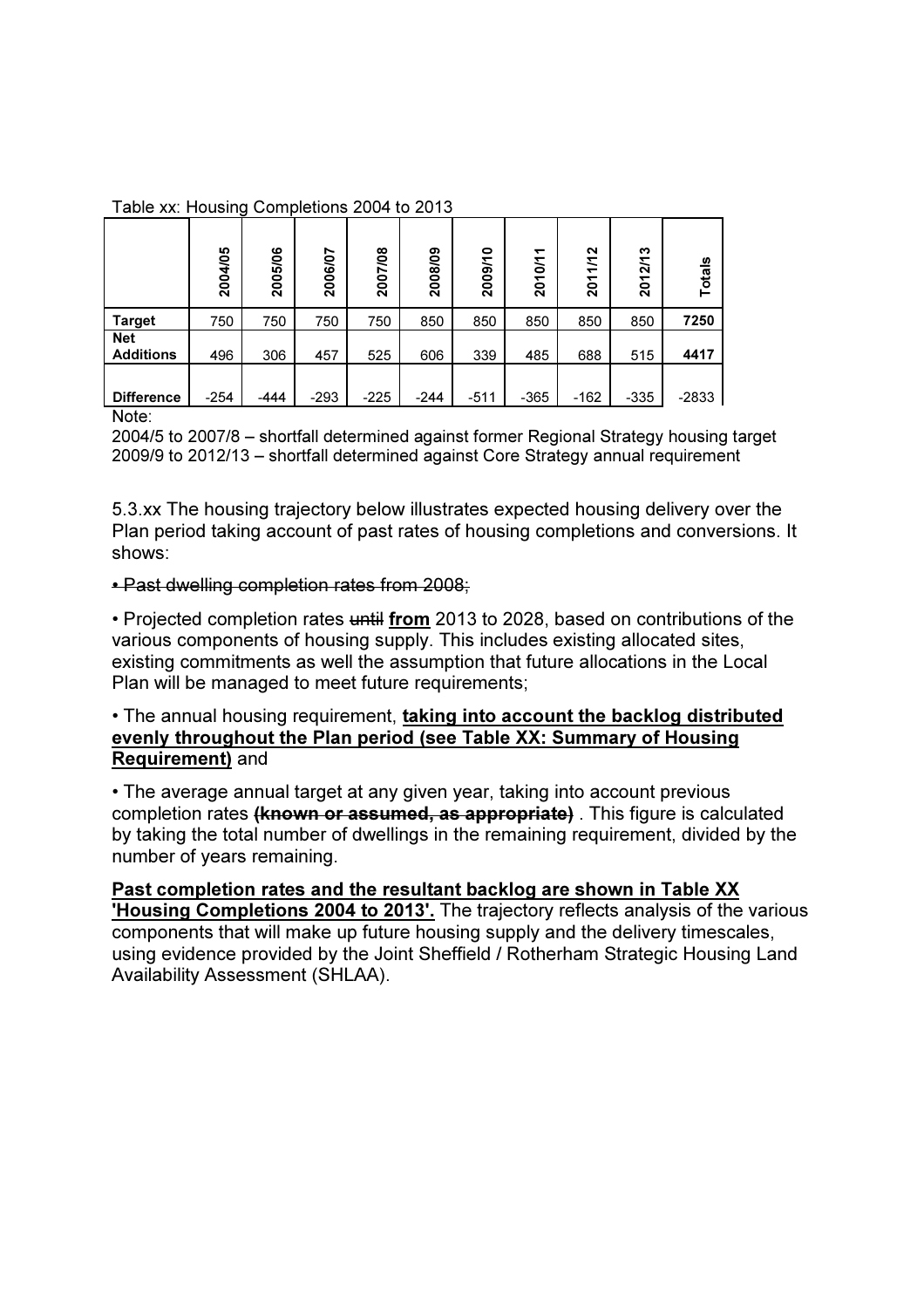Table xx: Housing Completions 2004 to 2013

| | 2004/05 | 2005/06 | 2006/07 | 2007/08 | 2008/09 | 2009/10 | 2010/11 | 2011/12 | 2012/13 | Totals |
|---|---|---|---|---|---|---|---|---|---|---|
| **Target** | 750 | 750 | 750 | 750 | 850 | 850 | 850 | 850 | 850 | **7250** |
| **Net Additions** | 496 | 306 | 457 | 525 | 606 | 339 | 485 | 688 | 515 | **4417** |
| **Difference** | -254 | -444 | -293 | -225 | -244 | -511 | -365 | -162 | -335 | -2833 |

Note:
2004/5 to 2007/8 – shortfall determined against former Regional Strategy housing target
2009/9 to 2012/13 – shortfall determined against Core Strategy annual requirement

5.3.xx The housing trajectory below illustrates expected housing delivery over the Plan period taking account of past rates of housing completions and conversions. It shows:

- ~~Past dwelling completion rates from 2008;~~
- Projected completion rates ~~until~~ **from** 2013 to 2028, based on contributions of the various components of housing supply. This includes existing allocated sites, existing commitments as well the assumption that future allocations in the Local Plan will be managed to meet future requirements;
- The annual housing requirement, **taking into account the backlog distributed evenly throughout the Plan period (see Table XX: Summary of Housing Requirement)** and
- The average annual target at any given year, taking into account previous completion rates ~~**(known or assumed, as appropriate)**~~ . This figure is calculated by taking the total number of dwellings in the remaining requirement, divided by the number of years remaining.

**Past completion rates and the resultant backlog are shown in Table XX 'Housing Completions 2004 to 2013'.** The trajectory reflects analysis of the various components that will make up future housing supply and the delivery timescales, using evidence provided by the Joint Sheffield / Rotherham Strategic Housing Land Availability Assessment (SHLAA).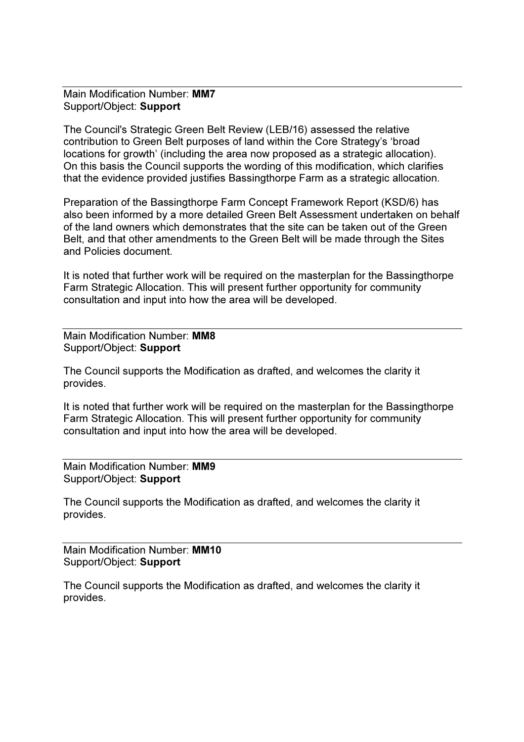---

Main Modification Number: **MM7**
Support/Object: **Support**

The Council's Strategic Green Belt Review (LEB/16) assessed the relative contribution to Green Belt purposes of land within the Core Strategy's 'broad locations for growth' (including the area now proposed as a strategic allocation). On this basis the Council supports the wording of this modification, which clarifies that the evidence provided justifies Bassingthorpe Farm as a strategic allocation.

Preparation of the Bassingthorpe Farm Concept Framework Report (KSD/6) has also been informed by a more detailed Green Belt Assessment undertaken on behalf of the land owners which demonstrates that the site can be taken out of the Green Belt, and that other amendments to the Green Belt will be made through the Sites and Policies document.

It is noted that further work will be required on the masterplan for the Bassingthorpe Farm Strategic Allocation. This will present further opportunity for community consultation and input into how the area will be developed.

---

Main Modification Number: **MM8**
Support/Object: **Support**

The Council supports the Modification as drafted, and welcomes the clarity it provides.

It is noted that further work will be required on the masterplan for the Bassingthorpe Farm Strategic Allocation. This will present further opportunity for community consultation and input into how the area will be developed.

---

Main Modification Number: **MM9**
Support/Object: **Support**

The Council supports the Modification as drafted, and welcomes the clarity it provides.

---

Main Modification Number: **MM10**
Support/Object: **Support**

The Council supports the Modification as drafted, and welcomes the clarity it provides.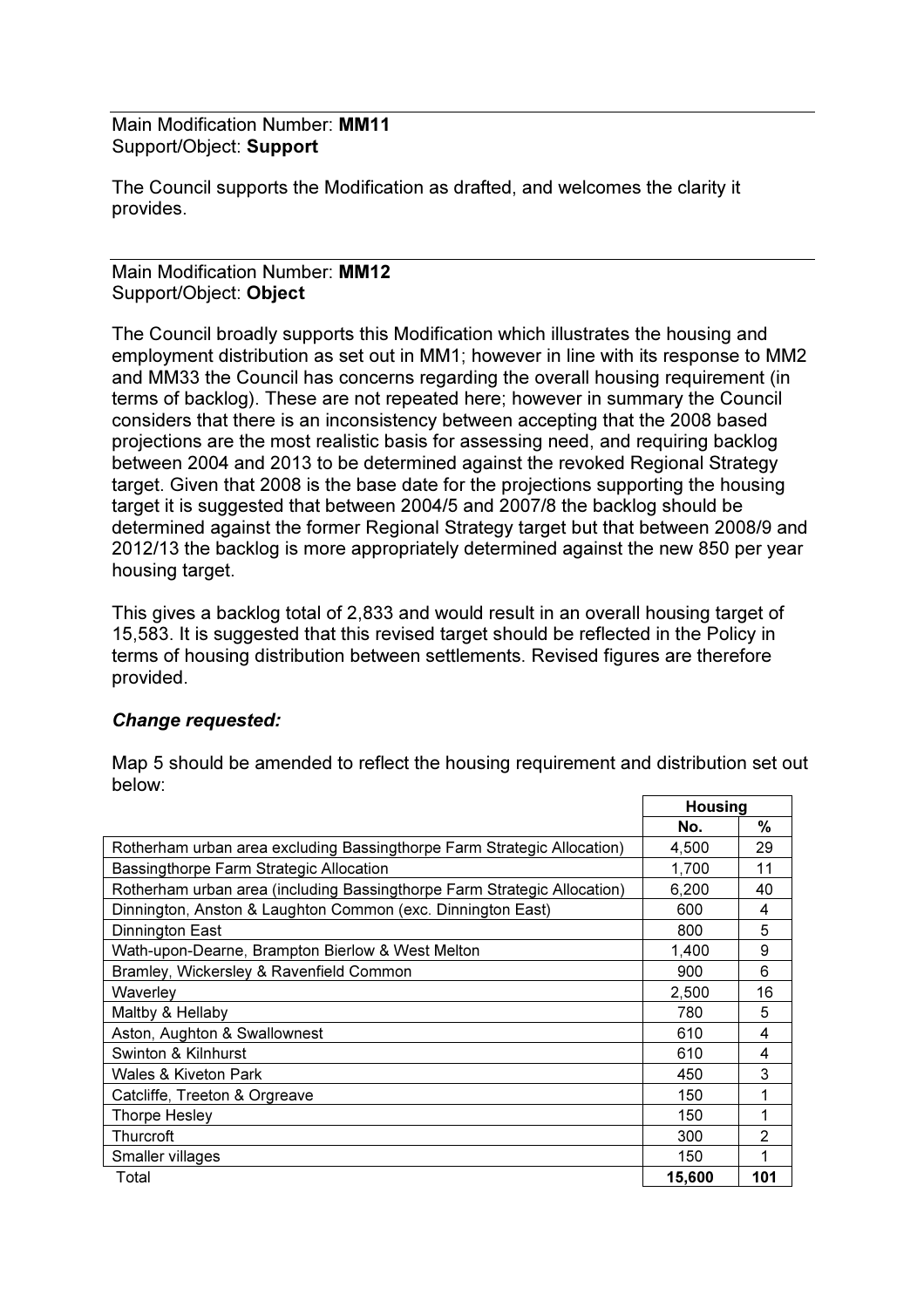Main Modification Number: **MM11**
Support/Object: **Support**

The Council supports the Modification as drafted, and welcomes the clarity it provides.

Main Modification Number: **MM12**
Support/Object: **Object**

The Council broadly supports this Modification which illustrates the housing and employment distribution as set out in MM1; however in line with its response to MM2 and MM33 the Council has concerns regarding the overall housing requirement (in terms of backlog). These are not repeated here; however in summary the Council considers that there is an inconsistency between accepting that the 2008 based projections are the most realistic basis for assessing need, and requiring backlog between 2004 and 2013 to be determined against the revoked Regional Strategy target. Given that 2008 is the base date for the projections supporting the housing target it is suggested that between 2004/5 and 2007/8 the backlog should be determined against the former Regional Strategy target but that between 2008/9 and 2012/13 the backlog is more appropriately determined against the new 850 per year housing target.

This gives a backlog total of 2,833 and would result in an overall housing target of 15,583. It is suggested that this revised target should be reflected in the Policy in terms of housing distribution between settlements. Revised figures are therefore provided.

***Change requested:***

Map 5 should be amended to reflect the housing requirement and distribution set out below:

| | Housing | |
|---|---|---|
| | No. | % |
| Rotherham urban area excluding Bassingthorpe Farm Strategic Allocation) | 4,500 | 29 |
| Bassingthorpe Farm Strategic Allocation | 1,700 | 11 |
| Rotherham urban area (including Bassingthorpe Farm Strategic Allocation) | 6,200 | 40 |
| Dinnington, Anston & Laughton Common (exc. Dinnington East) | 600 | 4 |
| Dinnington East | 800 | 5 |
| Wath-upon-Dearne, Brampton Bierlow & West Melton | 1,400 | 9 |
| Bramley, Wickersley & Ravenfield Common | 900 | 6 |
| Waverley | 2,500 | 16 |
| Maltby & Hellaby | 780 | 5 |
| Aston, Aughton & Swallownest | 610 | 4 |
| Swinton & Kilnhurst | 610 | 4 |
| Wales & Kiveton Park | 450 | 3 |
| Catcliffe, Treeton & Orgreave | 150 | 1 |
| Thorpe Hesley | 150 | 1 |
| Thurcroft | 300 | 2 |
| Smaller villages | 150 | 1 |
| Total | **15,600** | **101** |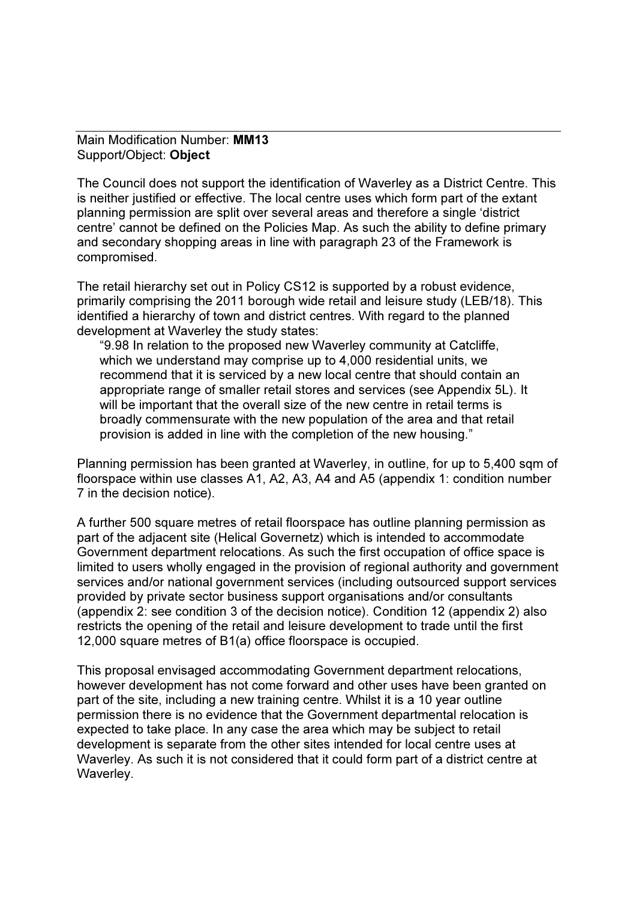Main Modification Number: **MM13**
Support/Object: **Object**

The Council does not support the identification of Waverley as a District Centre. This is neither justified or effective. The local centre uses which form part of the extant planning permission are split over several areas and therefore a single 'district centre' cannot be defined on the Policies Map. As such the ability to define primary and secondary shopping areas in line with paragraph 23 of the Framework is compromised.

The retail hierarchy set out in Policy CS12 is supported by a robust evidence, primarily comprising the 2011 borough wide retail and leisure study (LEB/18). This identified a hierarchy of town and district centres. With regard to the planned development at Waverley the study states:

> "9.98 In relation to the proposed new Waverley community at Catcliffe, which we understand may comprise up to 4,000 residential units, we recommend that it is serviced by a new local centre that should contain an appropriate range of smaller retail stores and services (see Appendix 5L). It will be important that the overall size of the new centre in retail terms is broadly commensurate with the new population of the area and that retail provision is added in line with the completion of the new housing."

Planning permission has been granted at Waverley, in outline, for up to 5,400 sqm of floorspace within use classes A1, A2, A3, A4 and A5 (appendix 1: condition number 7 in the decision notice).

A further 500 square metres of retail floorspace has outline planning permission as part of the adjacent site (Helical Governetz) which is intended to accommodate Government department relocations. As such the first occupation of office space is limited to users wholly engaged in the provision of regional authority and government services and/or national government services (including outsourced support services provided by private sector business support organisations and/or consultants (appendix 2: see condition 3 of the decision notice). Condition 12 (appendix 2) also restricts the opening of the retail and leisure development to trade until the first 12,000 square metres of B1(a) office floorspace is occupied.

This proposal envisaged accommodating Government department relocations, however development has not come forward and other uses have been granted on part of the site, including a new training centre. Whilst it is a 10 year outline permission there is no evidence that the Government departmental relocation is expected to take place. In any case the area which may be subject to retail development is separate from the other sites intended for local centre uses at Waverley. As such it is not considered that it could form part of a district centre at Waverley.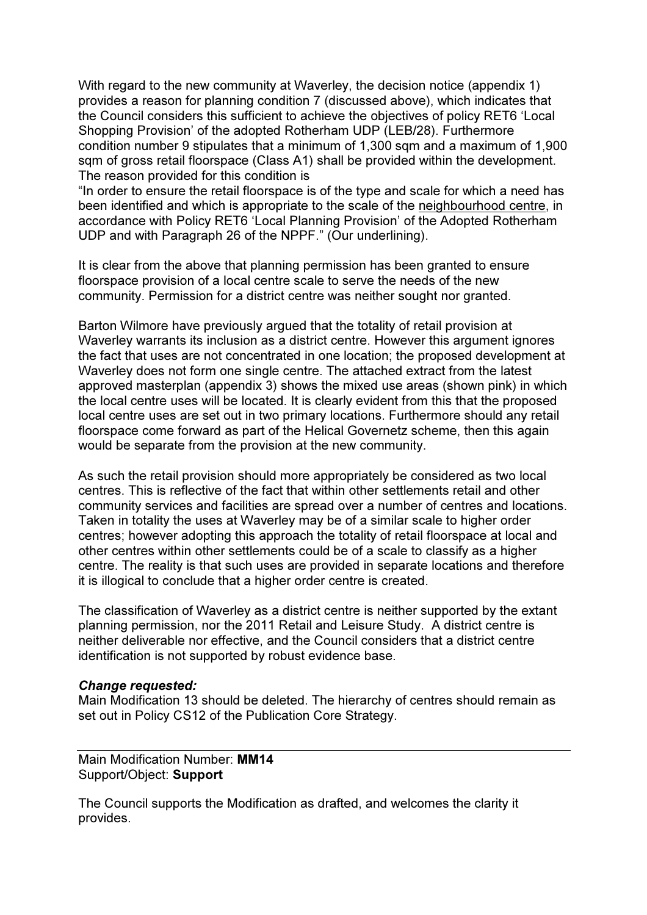With regard to the new community at Waverley, the decision notice (appendix 1) provides a reason for planning condition 7 (discussed above), which indicates that the Council considers this sufficient to achieve the objectives of policy RET6 'Local Shopping Provision' of the adopted Rotherham UDP (LEB/28). Furthermore condition number 9 stipulates that a minimum of 1,300 sqm and a maximum of 1,900 sqm of gross retail floorspace (Class A1) shall be provided within the development. The reason provided for this condition is

"In order to ensure the retail floorspace is of the type and scale for which a need has been identified and which is appropriate to the scale of the <u>neighbourhood centre</u>, in accordance with Policy RET6 'Local Planning Provision' of the Adopted Rotherham UDP and with Paragraph 26 of the NPPF." (Our underlining).

It is clear from the above that planning permission has been granted to ensure floorspace provision of a local centre scale to serve the needs of the new community. Permission for a district centre was neither sought nor granted.

Barton Wilmore have previously argued that the totality of retail provision at Waverley warrants its inclusion as a district centre. However this argument ignores the fact that uses are not concentrated in one location; the proposed development at Waverley does not form one single centre. The attached extract from the latest approved masterplan (appendix 3) shows the mixed use areas (shown pink) in which the local centre uses will be located. It is clearly evident from this that the proposed local centre uses are set out in two primary locations. Furthermore should any retail floorspace come forward as part of the Helical Governetz scheme, then this again would be separate from the provision at the new community.

As such the retail provision should more appropriately be considered as two local centres. This is reflective of the fact that within other settlements retail and other community services and facilities are spread over a number of centres and locations. Taken in totality the uses at Waverley may be of a similar scale to higher order centres; however adopting this approach the totality of retail floorspace at local and other centres within other settlements could be of a scale to classify as a higher centre. The reality is that such uses are provided in separate locations and therefore it is illogical to conclude that a higher order centre is created.

The classification of Waverley as a district centre is neither supported by the extant planning permission, nor the 2011 Retail and Leisure Study. A district centre is neither deliverable nor effective, and the Council considers that a district centre identification is not supported by robust evidence base.

***Change requested:***
Main Modification 13 should be deleted. The hierarchy of centres should remain as set out in Policy CS12 of the Publication Core Strategy.

---

Main Modification Number: **MM14**
Support/Object: **Support**

The Council supports the Modification as drafted, and welcomes the clarity it provides.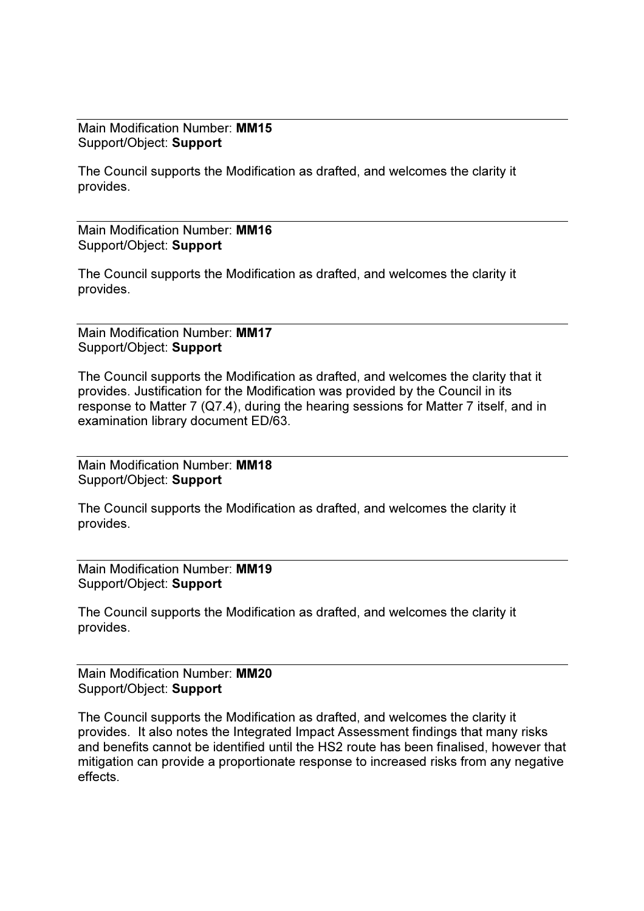---

Main Modification Number: **MM15**
Support/Object: **Support**

The Council supports the Modification as drafted, and welcomes the clarity it provides.

---

Main Modification Number: **MM16**
Support/Object: **Support**

The Council supports the Modification as drafted, and welcomes the clarity it provides.

---

Main Modification Number: **MM17**
Support/Object: **Support**

The Council supports the Modification as drafted, and welcomes the clarity that it provides. Justification for the Modification was provided by the Council in its response to Matter 7 (Q7.4), during the hearing sessions for Matter 7 itself, and in examination library document ED/63.

---

Main Modification Number: **MM18**
Support/Object: **Support**

The Council supports the Modification as drafted, and welcomes the clarity it provides.

---

Main Modification Number: **MM19**
Support/Object: **Support**

The Council supports the Modification as drafted, and welcomes the clarity it provides.

---

Main Modification Number: **MM20**
Support/Object: **Support**

The Council supports the Modification as drafted, and welcomes the clarity it provides. It also notes the Integrated Impact Assessment findings that many risks and benefits cannot be identified until the HS2 route has been finalised, however that mitigation can provide a proportionate response to increased risks from any negative effects.